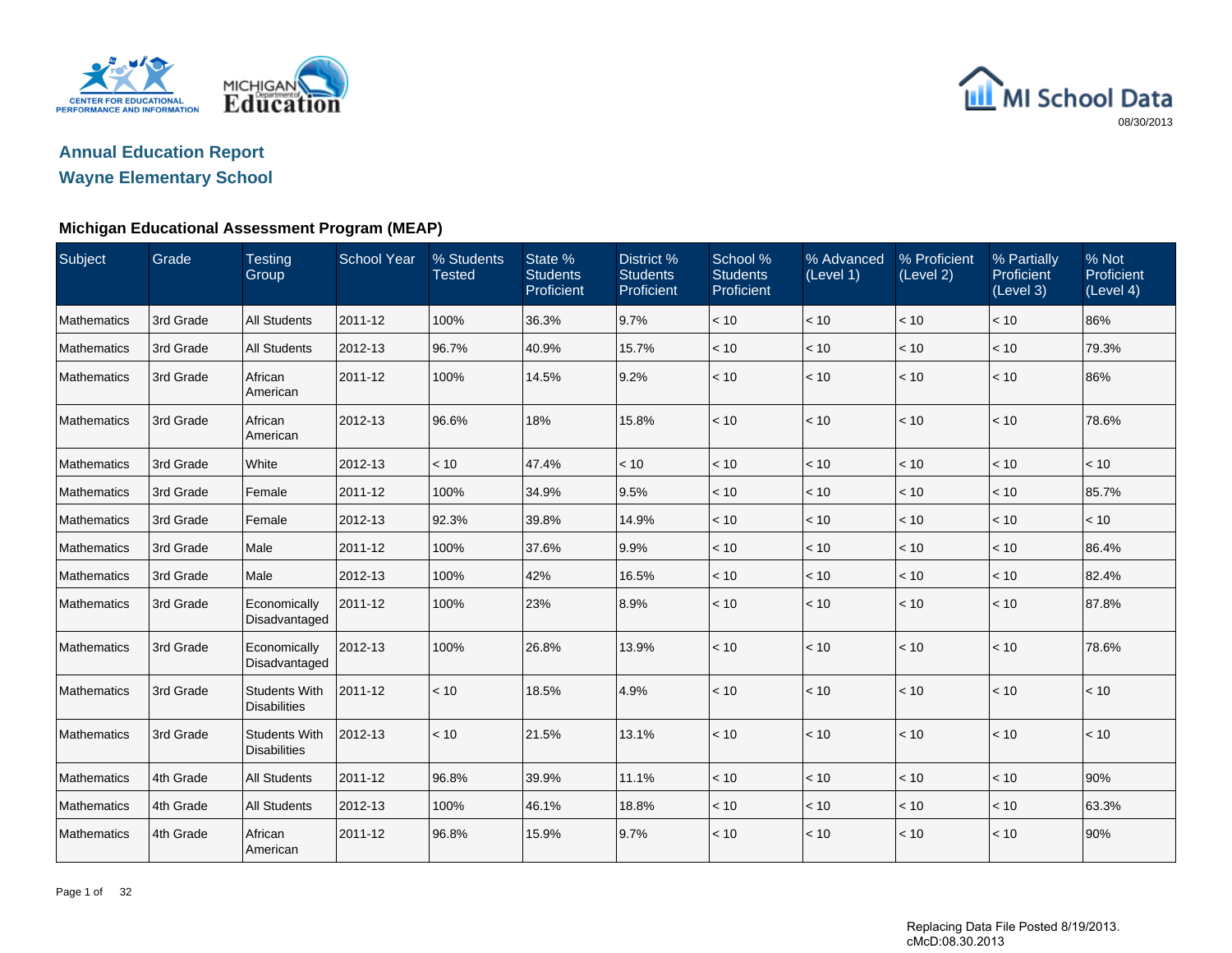MI School Data

08/30/2013

## Annual Education Report

## Wayne Elementary School

### Michigan Educational Assessment Program (MEAP)

| Subject | Grade | Testing Group | School Year | % Students Tested | State % Students Proficient | District % Students Proficient | School % Students Proficient | % Advanced (Level 1) | % Proficient (Level 2) | % Partially Proficient (Level 3) | % Not Proficient (Level 4) |
|---|---|---|---|---|---|---|---|---|---|---|---|
| Mathematics | 3rd Grade | All Students | 2011-12 | 100% | 36.3% | 9.7% | < 10 | < 10 | < 10 | < 10 | 86% |
| Mathematics | 3rd Grade | All Students | 2012-13 | 96.7% | 40.9% | 15.7% | < 10 | < 10 | < 10 | < 10 | 79.3% |
| Mathematics | 3rd Grade | African American | 2011-12 | 100% | 14.5% | 9.2% | < 10 | < 10 | < 10 | < 10 | 86% |
| Mathematics | 3rd Grade | African American | 2012-13 | 96.6% | 18% | 15.8% | < 10 | < 10 | < 10 | < 10 | 78.6% |
| Mathematics | 3rd Grade | White | 2012-13 | < 10 | 47.4% | < 10 | < 10 | < 10 | < 10 | < 10 | < 10 |
| Mathematics | 3rd Grade | Female | 2011-12 | 100% | 34.9% | 9.5% | < 10 | < 10 | < 10 | < 10 | 85.7% |
| Mathematics | 3rd Grade | Female | 2012-13 | 92.3% | 39.8% | 14.9% | < 10 | < 10 | < 10 | < 10 | < 10 |
| Mathematics | 3rd Grade | Male | 2011-12 | 100% | 37.6% | 9.9% | < 10 | < 10 | < 10 | < 10 | 86.4% |
| Mathematics | 3rd Grade | Male | 2012-13 | 100% | 42% | 16.5% | < 10 | < 10 | < 10 | < 10 | 82.4% |
| Mathematics | 3rd Grade | Economically Disadvantaged | 2011-12 | 100% | 23% | 8.9% | < 10 | < 10 | < 10 | < 10 | 87.8% |
| Mathematics | 3rd Grade | Economically Disadvantaged | 2012-13 | 100% | 26.8% | 13.9% | < 10 | < 10 | < 10 | < 10 | 78.6% |
| Mathematics | 3rd Grade | Students With Disabilities | 2011-12 | < 10 | 18.5% | 4.9% | < 10 | < 10 | < 10 | < 10 | < 10 |
| Mathematics | 3rd Grade | Students With Disabilities | 2012-13 | < 10 | 21.5% | 13.1% | < 10 | < 10 | < 10 | < 10 | < 10 |
| Mathematics | 4th Grade | All Students | 2011-12 | 96.8% | 39.9% | 11.1% | < 10 | < 10 | < 10 | < 10 | 90% |
| Mathematics | 4th Grade | All Students | 2012-13 | 100% | 46.1% | 18.8% | < 10 | < 10 | < 10 | < 10 | 63.3% |
| Mathematics | 4th Grade | African American | 2011-12 | 96.8% | 15.9% | 9.7% | < 10 | < 10 | < 10 | < 10 | 90% |

Replacing Data File Posted 8/19/2013.
cMcD:08.30.2013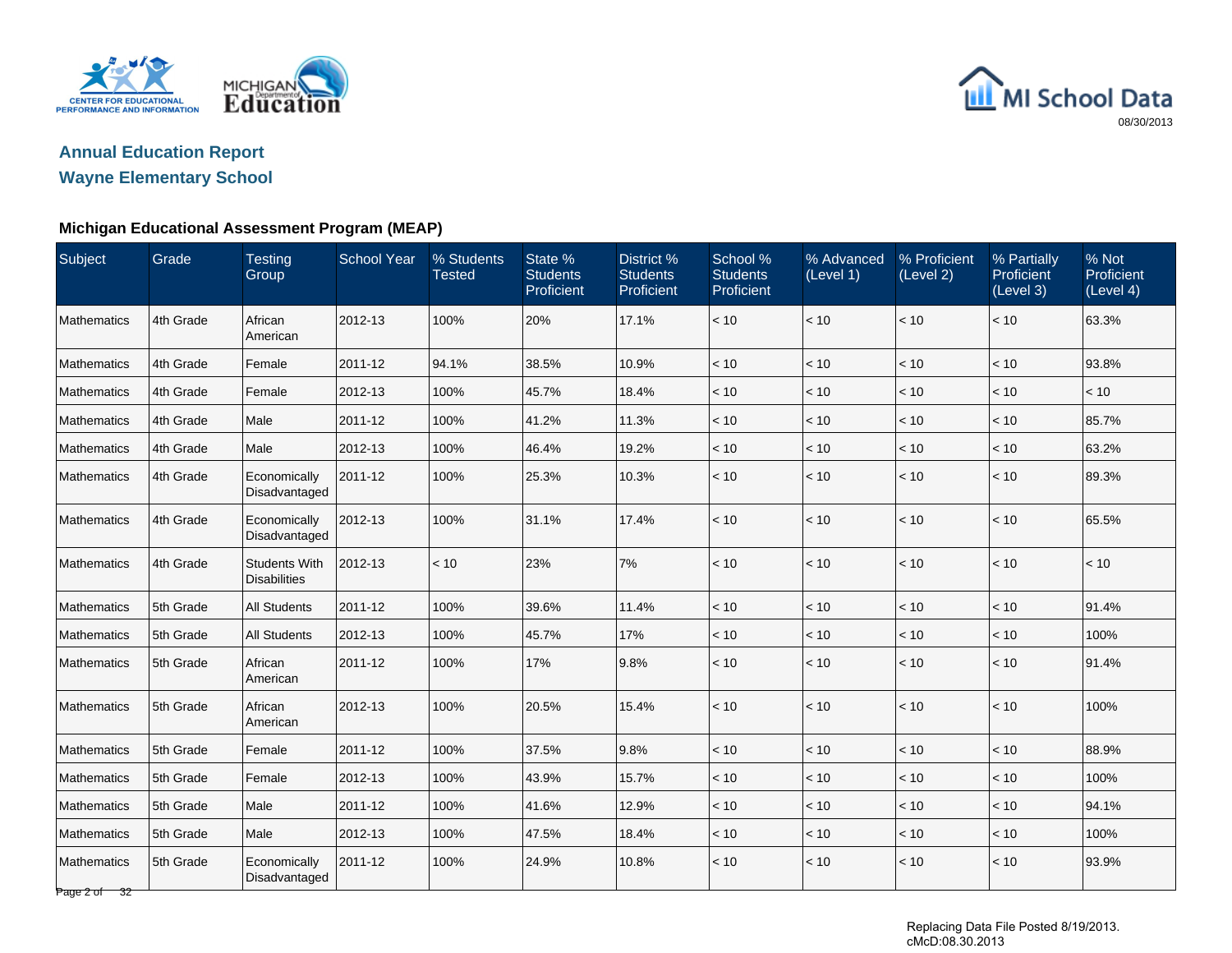## Annual Education Report
## Wayne Elementary School

### Michigan Educational Assessment Program (MEAP)

| Subject | Grade | Testing Group | School Year | % Students Tested | State % Students Proficient | District % Students Proficient | School % Students Proficient | % Advanced (Level 1) | % Proficient (Level 2) | % Partially Proficient (Level 3) | % Not Proficient (Level 4) |
|---|---|---|---|---|---|---|---|---|---|---|---|
| Mathematics | 4th Grade | African American | 2012-13 | 100% | 20% | 17.1% | < 10 | < 10 | < 10 | < 10 | 63.3% |
| Mathematics | 4th Grade | Female | 2011-12 | 94.1% | 38.5% | 10.9% | < 10 | < 10 | < 10 | < 10 | 93.8% |
| Mathematics | 4th Grade | Female | 2012-13 | 100% | 45.7% | 18.4% | < 10 | < 10 | < 10 | < 10 | < 10 |
| Mathematics | 4th Grade | Male | 2011-12 | 100% | 41.2% | 11.3% | < 10 | < 10 | < 10 | < 10 | 85.7% |
| Mathematics | 4th Grade | Male | 2012-13 | 100% | 46.4% | 19.2% | < 10 | < 10 | < 10 | < 10 | 63.2% |
| Mathematics | 4th Grade | Economically Disadvantaged | 2011-12 | 100% | 25.3% | 10.3% | < 10 | < 10 | < 10 | < 10 | 89.3% |
| Mathematics | 4th Grade | Economically Disadvantaged | 2012-13 | 100% | 31.1% | 17.4% | < 10 | < 10 | < 10 | < 10 | 65.5% |
| Mathematics | 4th Grade | Students With Disabilities | 2012-13 | < 10 | 23% | 7% | < 10 | < 10 | < 10 | < 10 | < 10 |
| Mathematics | 5th Grade | All Students | 2011-12 | 100% | 39.6% | 11.4% | < 10 | < 10 | < 10 | < 10 | 91.4% |
| Mathematics | 5th Grade | All Students | 2012-13 | 100% | 45.7% | 17% | < 10 | < 10 | < 10 | < 10 | 100% |
| Mathematics | 5th Grade | African American | 2011-12 | 100% | 17% | 9.8% | < 10 | < 10 | < 10 | < 10 | 91.4% |
| Mathematics | 5th Grade | African American | 2012-13 | 100% | 20.5% | 15.4% | < 10 | < 10 | < 10 | < 10 | 100% |
| Mathematics | 5th Grade | Female | 2011-12 | 100% | 37.5% | 9.8% | < 10 | < 10 | < 10 | < 10 | 88.9% |
| Mathematics | 5th Grade | Female | 2012-13 | 100% | 43.9% | 15.7% | < 10 | < 10 | < 10 | < 10 | 100% |
| Mathematics | 5th Grade | Male | 2011-12 | 100% | 41.6% | 12.9% | < 10 | < 10 | < 10 | < 10 | 94.1% |
| Mathematics | 5th Grade | Male | 2012-13 | 100% | 47.5% | 18.4% | < 10 | < 10 | < 10 | < 10 | 100% |
| Mathematics | 5th Grade | Economically Disadvantaged | 2011-12 | 100% | 24.9% | 10.8% | < 10 | < 10 | < 10 | < 10 | 93.9% |

Replacing Data File Posted 8/19/2013.
cMcD:08.30.2013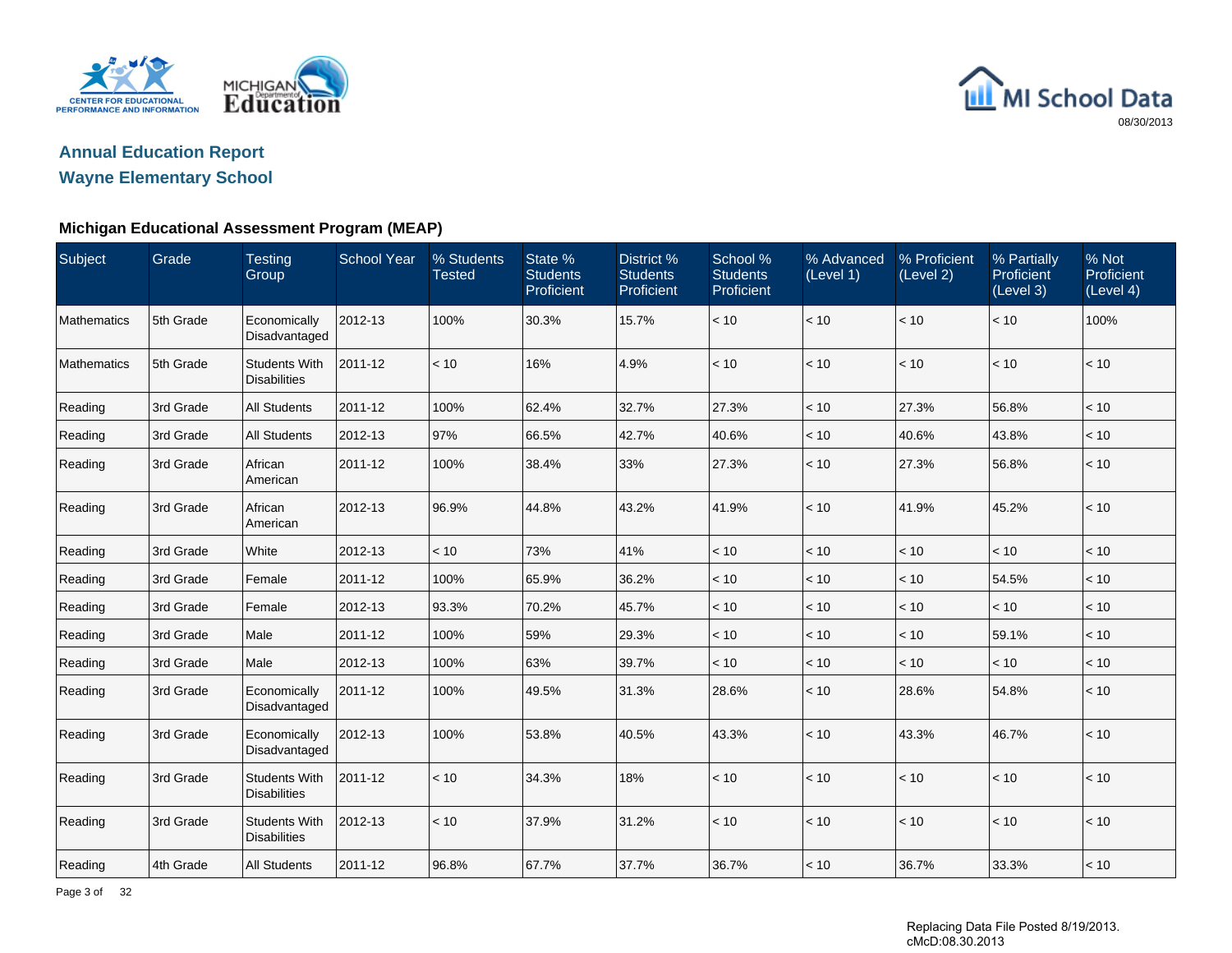# Annual Education Report

## Wayne Elementary School

08/30/2013

### Michigan Educational Assessment Program (MEAP)

| Subject | Grade | Testing Group | School Year | % Students Tested | State % Students Proficient | District % Students Proficient | School % Students Proficient | % Advanced (Level 1) | % Proficient (Level 2) | % Partially Proficient (Level 3) | % Not Proficient (Level 4) |
|---|---|---|---|---|---|---|---|---|---|---|---|
| Mathematics | 5th Grade | Economically Disadvantaged | 2012-13 | 100% | 30.3% | 15.7% | < 10 | < 10 | < 10 | < 10 | 100% |
| Mathematics | 5th Grade | Students With Disabilities | 2011-12 | < 10 | 16% | 4.9% | < 10 | < 10 | < 10 | < 10 | < 10 |
| Reading | 3rd Grade | All Students | 2011-12 | 100% | 62.4% | 32.7% | 27.3% | < 10 | 27.3% | 56.8% | < 10 |
| Reading | 3rd Grade | All Students | 2012-13 | 97% | 66.5% | 42.7% | 40.6% | < 10 | 40.6% | 43.8% | < 10 |
| Reading | 3rd Grade | African American | 2011-12 | 100% | 38.4% | 33% | 27.3% | < 10 | 27.3% | 56.8% | < 10 |
| Reading | 3rd Grade | African American | 2012-13 | 96.9% | 44.8% | 43.2% | 41.9% | < 10 | 41.9% | 45.2% | < 10 |
| Reading | 3rd Grade | White | 2012-13 | < 10 | 73% | 41% | < 10 | < 10 | < 10 | < 10 | < 10 |
| Reading | 3rd Grade | Female | 2011-12 | 100% | 65.9% | 36.2% | < 10 | < 10 | < 10 | 54.5% | < 10 |
| Reading | 3rd Grade | Female | 2012-13 | 93.3% | 70.2% | 45.7% | < 10 | < 10 | < 10 | < 10 | < 10 |
| Reading | 3rd Grade | Male | 2011-12 | 100% | 59% | 29.3% | < 10 | < 10 | < 10 | 59.1% | < 10 |
| Reading | 3rd Grade | Male | 2012-13 | 100% | 63% | 39.7% | < 10 | < 10 | < 10 | < 10 | < 10 |
| Reading | 3rd Grade | Economically Disadvantaged | 2011-12 | 100% | 49.5% | 31.3% | 28.6% | < 10 | 28.6% | 54.8% | < 10 |
| Reading | 3rd Grade | Economically Disadvantaged | 2012-13 | 100% | 53.8% | 40.5% | 43.3% | < 10 | 43.3% | 46.7% | < 10 |
| Reading | 3rd Grade | Students With Disabilities | 2011-12 | < 10 | 34.3% | 18% | < 10 | < 10 | < 10 | < 10 | < 10 |
| Reading | 3rd Grade | Students With Disabilities | 2012-13 | < 10 | 37.9% | 31.2% | < 10 | < 10 | < 10 | < 10 | < 10 |
| Reading | 4th Grade | All Students | 2011-12 | 96.8% | 67.7% | 37.7% | 36.7% | < 10 | 36.7% | 33.3% | < 10 |

Replacing Data File Posted 8/19/2013.
cMcD:08.30.2013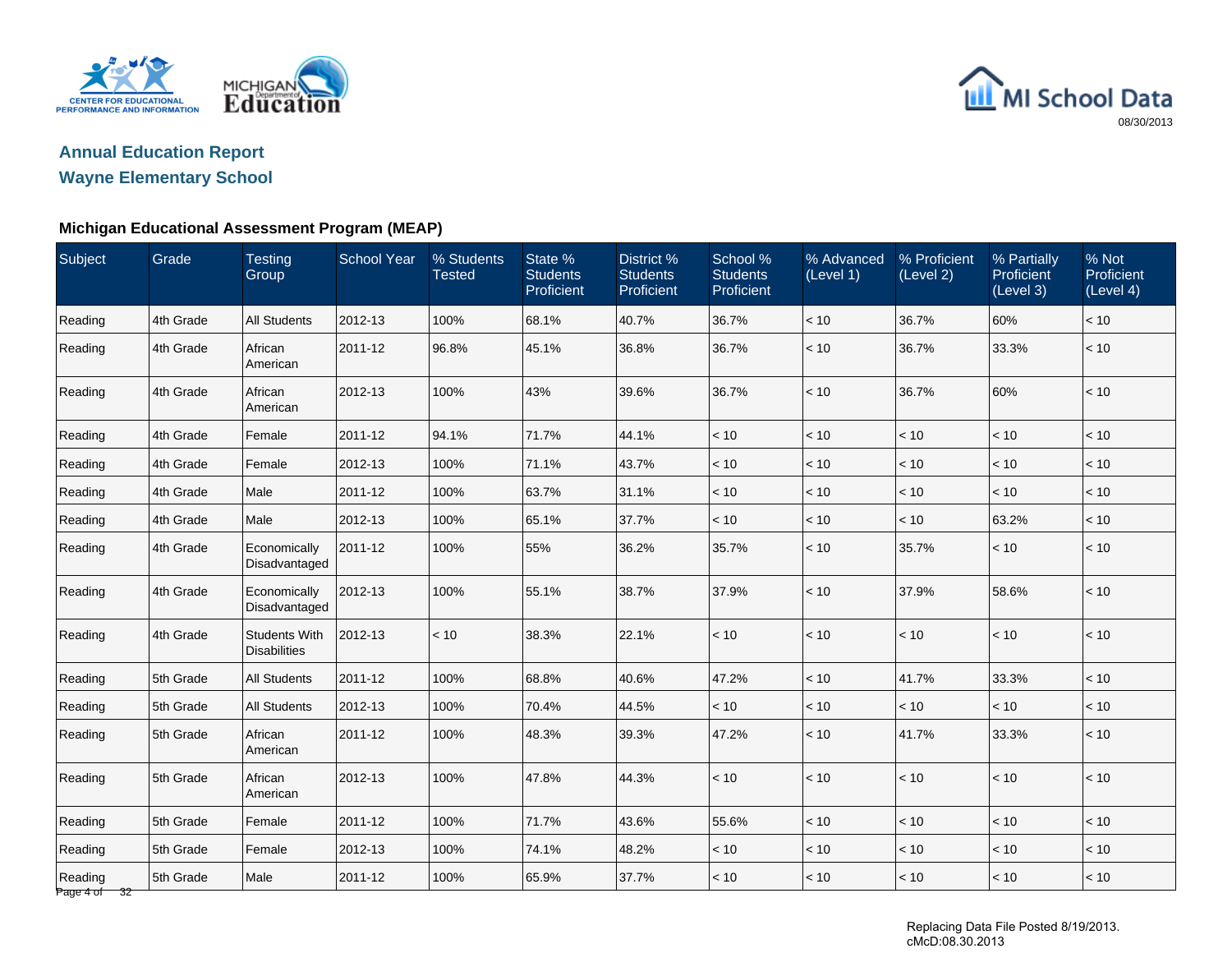## Annual Education Report

## Wayne Elementary School

### Michigan Educational Assessment Program (MEAP)

| Subject | Grade | Testing Group | School Year | % Students Tested | State % Students Proficient | District % Students Proficient | School % Students Proficient | % Advanced (Level 1) | % Proficient (Level 2) | % Partially Proficient (Level 3) | % Not Proficient (Level 4) |
|---|---|---|---|---|---|---|---|---|---|---|---|
| Reading | 4th Grade | All Students | 2012-13 | 100% | 68.1% | 40.7% | 36.7% | < 10 | 36.7% | 60% | < 10 |
| Reading | 4th Grade | African American | 2011-12 | 96.8% | 45.1% | 36.8% | 36.7% | < 10 | 36.7% | 33.3% | < 10 |
| Reading | 4th Grade | African American | 2012-13 | 100% | 43% | 39.6% | 36.7% | < 10 | 36.7% | 60% | < 10 |
| Reading | 4th Grade | Female | 2011-12 | 94.1% | 71.7% | 44.1% | < 10 | < 10 | < 10 | < 10 | < 10 |
| Reading | 4th Grade | Female | 2012-13 | 100% | 71.1% | 43.7% | < 10 | < 10 | < 10 | < 10 | < 10 |
| Reading | 4th Grade | Male | 2011-12 | 100% | 63.7% | 31.1% | < 10 | < 10 | < 10 | < 10 | < 10 |
| Reading | 4th Grade | Male | 2012-13 | 100% | 65.1% | 37.7% | < 10 | < 10 | < 10 | 63.2% | < 10 |
| Reading | 4th Grade | Economically Disadvantaged | 2011-12 | 100% | 55% | 36.2% | 35.7% | < 10 | 35.7% | < 10 | < 10 |
| Reading | 4th Grade | Economically Disadvantaged | 2012-13 | 100% | 55.1% | 38.7% | 37.9% | < 10 | 37.9% | 58.6% | < 10 |
| Reading | 4th Grade | Students With Disabilities | 2012-13 | < 10 | 38.3% | 22.1% | < 10 | < 10 | < 10 | < 10 | < 10 |
| Reading | 5th Grade | All Students | 2011-12 | 100% | 68.8% | 40.6% | 47.2% | < 10 | 41.7% | 33.3% | < 10 |
| Reading | 5th Grade | All Students | 2012-13 | 100% | 70.4% | 44.5% | < 10 | < 10 | < 10 | < 10 | < 10 |
| Reading | 5th Grade | African American | 2011-12 | 100% | 48.3% | 39.3% | 47.2% | < 10 | 41.7% | 33.3% | < 10 |
| Reading | 5th Grade | African American | 2012-13 | 100% | 47.8% | 44.3% | < 10 | < 10 | < 10 | < 10 | < 10 |
| Reading | 5th Grade | Female | 2011-12 | 100% | 71.7% | 43.6% | 55.6% | < 10 | < 10 | < 10 | < 10 |
| Reading | 5th Grade | Female | 2012-13 | 100% | 74.1% | 48.2% | < 10 | < 10 | < 10 | < 10 | < 10 |
| Reading | 5th Grade | Male | 2011-12 | 100% | 65.9% | 37.7% | < 10 | < 10 | < 10 | < 10 | < 10 |

Replacing Data File Posted 8/19/2013.
cMcD:08.30.2013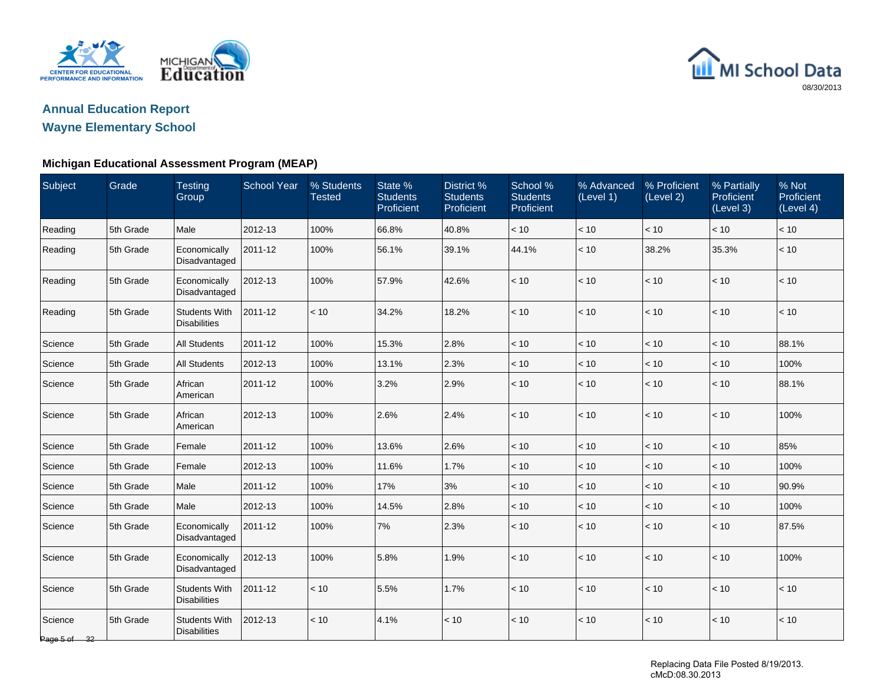# Annual Education Report

## Wayne Elementary School

### Michigan Educational Assessment Program (MEAP)

| Subject | Grade | Testing Group | School Year | % Students Tested | State % Students Proficient | District % Students Proficient | School % Students Proficient | % Advanced (Level 1) | % Proficient (Level 2) | % Partially Proficient (Level 3) | % Not Proficient (Level 4) |
|---|---|---|---|---|---|---|---|---|---|---|---|
| Reading | 5th Grade | Male | 2012-13 | 100% | 66.8% | 40.8% | < 10 | < 10 | < 10 | < 10 | < 10 |
| Reading | 5th Grade | Economically Disadvantaged | 2011-12 | 100% | 56.1% | 39.1% | 44.1% | < 10 | 38.2% | 35.3% | < 10 |
| Reading | 5th Grade | Economically Disadvantaged | 2012-13 | 100% | 57.9% | 42.6% | < 10 | < 10 | < 10 | < 10 | < 10 |
| Reading | 5th Grade | Students With Disabilities | 2011-12 | < 10 | 34.2% | 18.2% | < 10 | < 10 | < 10 | < 10 | < 10 |
| Science | 5th Grade | All Students | 2011-12 | 100% | 15.3% | 2.8% | < 10 | < 10 | < 10 | < 10 | 88.1% |
| Science | 5th Grade | All Students | 2012-13 | 100% | 13.1% | 2.3% | < 10 | < 10 | < 10 | < 10 | 100% |
| Science | 5th Grade | African American | 2011-12 | 100% | 3.2% | 2.9% | < 10 | < 10 | < 10 | < 10 | 88.1% |
| Science | 5th Grade | African American | 2012-13 | 100% | 2.6% | 2.4% | < 10 | < 10 | < 10 | < 10 | 100% |
| Science | 5th Grade | Female | 2011-12 | 100% | 13.6% | 2.6% | < 10 | < 10 | < 10 | < 10 | 85% |
| Science | 5th Grade | Female | 2012-13 | 100% | 11.6% | 1.7% | < 10 | < 10 | < 10 | < 10 | 100% |
| Science | 5th Grade | Male | 2011-12 | 100% | 17% | 3% | < 10 | < 10 | < 10 | < 10 | 90.9% |
| Science | 5th Grade | Male | 2012-13 | 100% | 14.5% | 2.8% | < 10 | < 10 | < 10 | < 10 | 100% |
| Science | 5th Grade | Economically Disadvantaged | 2011-12 | 100% | 7% | 2.3% | < 10 | < 10 | < 10 | < 10 | 87.5% |
| Science | 5th Grade | Economically Disadvantaged | 2012-13 | 100% | 5.8% | 1.9% | < 10 | < 10 | < 10 | < 10 | 100% |
| Science | 5th Grade | Students With Disabilities | 2011-12 | < 10 | 5.5% | 1.7% | < 10 | < 10 | < 10 | < 10 | < 10 |
| Science | 5th Grade | Students With Disabilities | 2012-13 | < 10 | 4.1% | < 10 | < 10 | < 10 | < 10 | < 10 | < 10 |

Replacing Data File Posted 8/19/2013.
cMcD:08.30.2013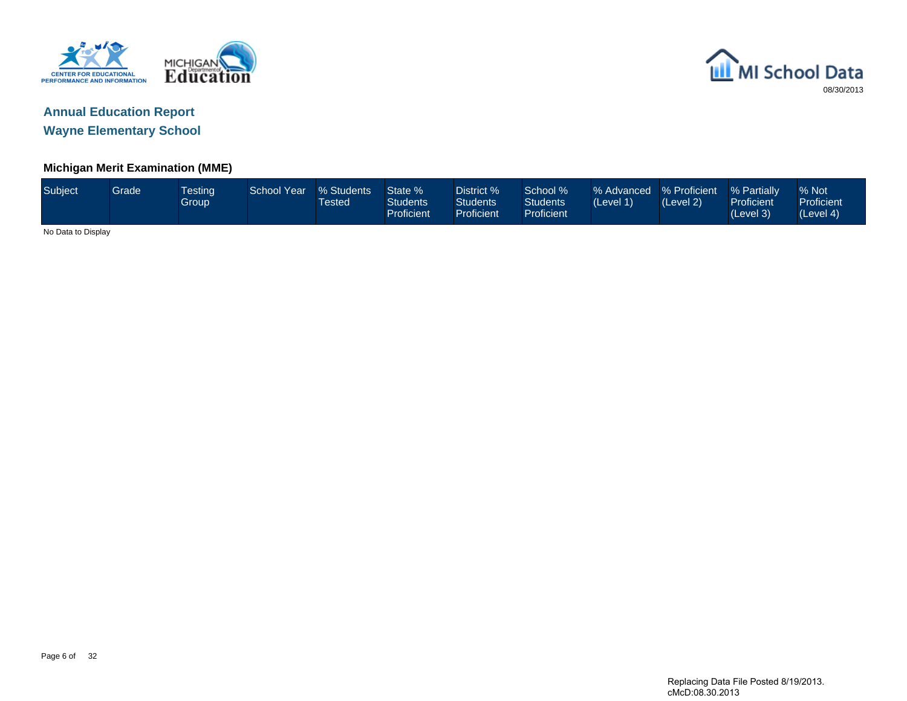# Annual Education Report

## Wayne Elementary School

### Michigan Merit Examination (MME)

| Subject | Grade | Testing Group | School Year | % Students Tested | State % Students Proficient | District % Students Proficient | School % Students Proficient | % Advanced (Level 1) | % Proficient (Level 2) | % Partially Proficient (Level 3) | % Not Proficient (Level 4) |
|---|---|---|---|---|---|---|---|---|---|---|---|

No Data to Display

Replacing Data File Posted 8/19/2013.
cMcD:08.30.2013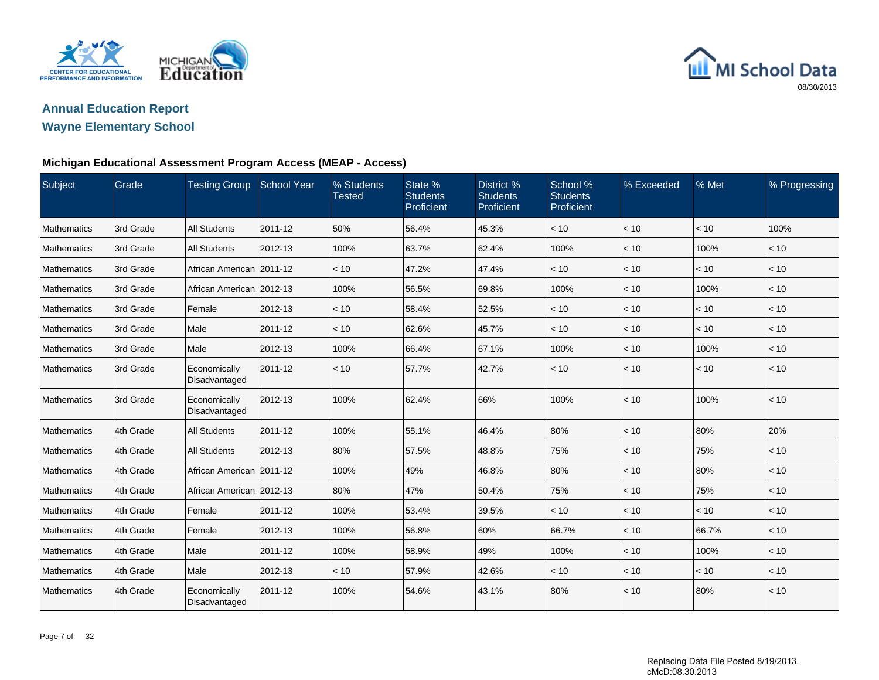## Annual Education Report

## Wayne Elementary School

### Michigan Educational Assessment Program Access (MEAP - Access)

| Subject | Grade | Testing Group | School Year | % Students Tested | State % Students Proficient | District % Students Proficient | School % Students Proficient | % Exceeded | % Met | % Progressing |
|---|---|---|---|---|---|---|---|---|---|---|
| Mathematics | 3rd Grade | All Students | 2011-12 | 50% | 56.4% | 45.3% | < 10 | < 10 | < 10 | 100% |
| Mathematics | 3rd Grade | All Students | 2012-13 | 100% | 63.7% | 62.4% | 100% | < 10 | 100% | < 10 |
| Mathematics | 3rd Grade | African American | 2011-12 | < 10 | 47.2% | 47.4% | < 10 | < 10 | < 10 | < 10 |
| Mathematics | 3rd Grade | African American | 2012-13 | 100% | 56.5% | 69.8% | 100% | < 10 | 100% | < 10 |
| Mathematics | 3rd Grade | Female | 2012-13 | < 10 | 58.4% | 52.5% | < 10 | < 10 | < 10 | < 10 |
| Mathematics | 3rd Grade | Male | 2011-12 | < 10 | 62.6% | 45.7% | < 10 | < 10 | < 10 | < 10 |
| Mathematics | 3rd Grade | Male | 2012-13 | 100% | 66.4% | 67.1% | 100% | < 10 | 100% | < 10 |
| Mathematics | 3rd Grade | Economically Disadvantaged | 2011-12 | < 10 | 57.7% | 42.7% | < 10 | < 10 | < 10 | < 10 |
| Mathematics | 3rd Grade | Economically Disadvantaged | 2012-13 | 100% | 62.4% | 66% | 100% | < 10 | 100% | < 10 |
| Mathematics | 4th Grade | All Students | 2011-12 | 100% | 55.1% | 46.4% | 80% | < 10 | 80% | 20% |
| Mathematics | 4th Grade | All Students | 2012-13 | 80% | 57.5% | 48.8% | 75% | < 10 | 75% | < 10 |
| Mathematics | 4th Grade | African American | 2011-12 | 100% | 49% | 46.8% | 80% | < 10 | 80% | < 10 |
| Mathematics | 4th Grade | African American | 2012-13 | 80% | 47% | 50.4% | 75% | < 10 | 75% | < 10 |
| Mathematics | 4th Grade | Female | 2011-12 | 100% | 53.4% | 39.5% | < 10 | < 10 | < 10 | < 10 |
| Mathematics | 4th Grade | Female | 2012-13 | 100% | 56.8% | 60% | 66.7% | < 10 | 66.7% | < 10 |
| Mathematics | 4th Grade | Male | 2011-12 | 100% | 58.9% | 49% | 100% | < 10 | 100% | < 10 |
| Mathematics | 4th Grade | Male | 2012-13 | < 10 | 57.9% | 42.6% | < 10 | < 10 | < 10 | < 10 |
| Mathematics | 4th Grade | Economically Disadvantaged | 2011-12 | 100% | 54.6% | 43.1% | 80% | < 10 | 80% | < 10 |

Replacing Data File Posted 8/19/2013.
cMcD:08.30.2013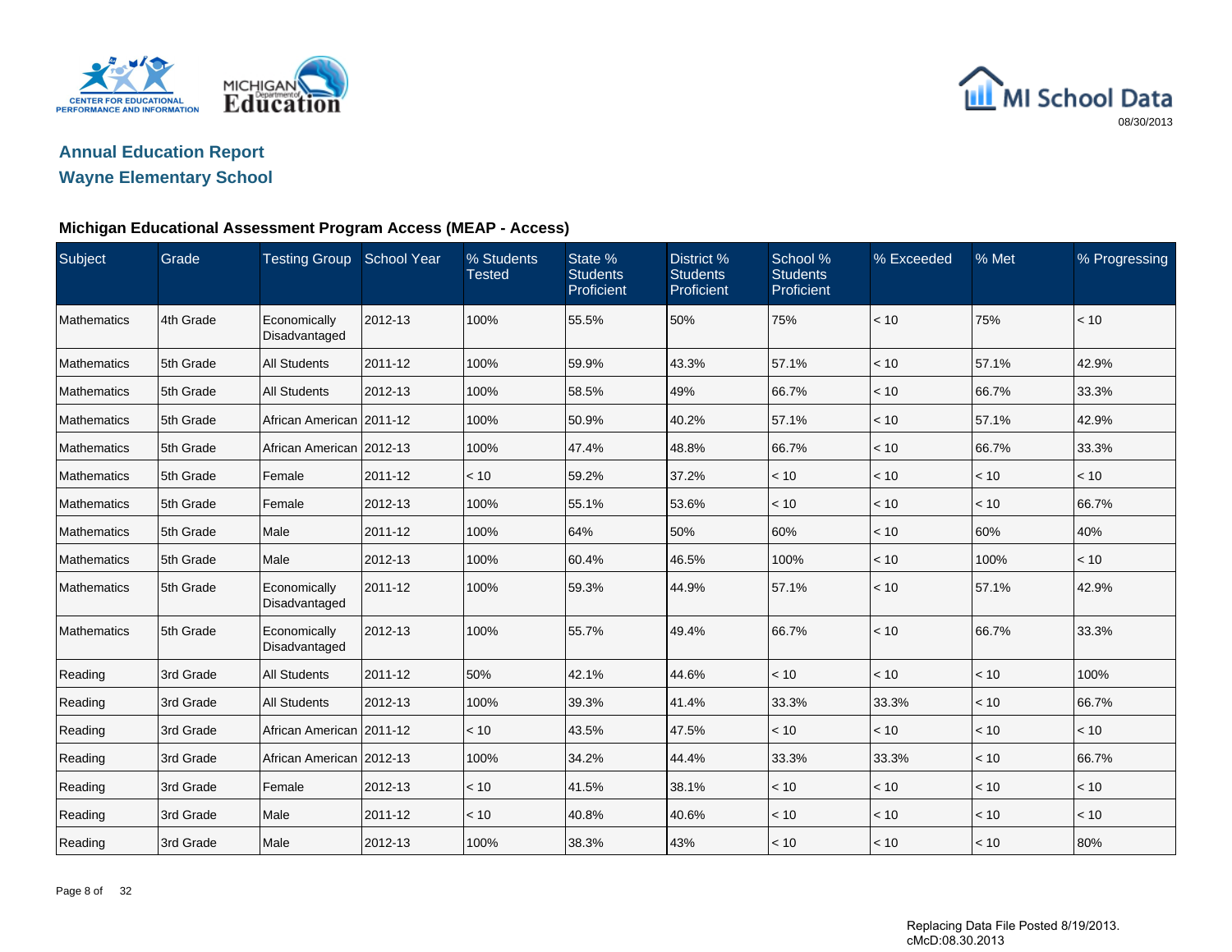## Annual Education Report

## Wayne Elementary School

### Michigan Educational Assessment Program Access (MEAP - Access)

| Subject | Grade | Testing Group | School Year | % Students Tested | State % Students Proficient | District % Students Proficient | School % Students Proficient | % Exceeded | % Met | % Progressing |
|---|---|---|---|---|---|---|---|---|---|---|
| Mathematics | 4th Grade | Economically Disadvantaged | 2012-13 | 100% | 55.5% | 50% | 75% | < 10 | 75% | < 10 |
| Mathematics | 5th Grade | All Students | 2011-12 | 100% | 59.9% | 43.3% | 57.1% | < 10 | 57.1% | 42.9% |
| Mathematics | 5th Grade | All Students | 2012-13 | 100% | 58.5% | 49% | 66.7% | < 10 | 66.7% | 33.3% |
| Mathematics | 5th Grade | African American | 2011-12 | 100% | 50.9% | 40.2% | 57.1% | < 10 | 57.1% | 42.9% |
| Mathematics | 5th Grade | African American | 2012-13 | 100% | 47.4% | 48.8% | 66.7% | < 10 | 66.7% | 33.3% |
| Mathematics | 5th Grade | Female | 2011-12 | < 10 | 59.2% | 37.2% | < 10 | < 10 | < 10 | < 10 |
| Mathematics | 5th Grade | Female | 2012-13 | 100% | 55.1% | 53.6% | < 10 | < 10 | < 10 | 66.7% |
| Mathematics | 5th Grade | Male | 2011-12 | 100% | 64% | 50% | 60% | < 10 | 60% | 40% |
| Mathematics | 5th Grade | Male | 2012-13 | 100% | 60.4% | 46.5% | 100% | < 10 | 100% | < 10 |
| Mathematics | 5th Grade | Economically Disadvantaged | 2011-12 | 100% | 59.3% | 44.9% | 57.1% | < 10 | 57.1% | 42.9% |
| Mathematics | 5th Grade | Economically Disadvantaged | 2012-13 | 100% | 55.7% | 49.4% | 66.7% | < 10 | 66.7% | 33.3% |
| Reading | 3rd Grade | All Students | 2011-12 | 50% | 42.1% | 44.6% | < 10 | < 10 | < 10 | 100% |
| Reading | 3rd Grade | All Students | 2012-13 | 100% | 39.3% | 41.4% | 33.3% | 33.3% | < 10 | 66.7% |
| Reading | 3rd Grade | African American | 2011-12 | < 10 | 43.5% | 47.5% | < 10 | < 10 | < 10 | < 10 |
| Reading | 3rd Grade | African American | 2012-13 | 100% | 34.2% | 44.4% | 33.3% | 33.3% | < 10 | 66.7% |
| Reading | 3rd Grade | Female | 2012-13 | < 10 | 41.5% | 38.1% | < 10 | < 10 | < 10 | < 10 |
| Reading | 3rd Grade | Male | 2011-12 | < 10 | 40.8% | 40.6% | < 10 | < 10 | < 10 | < 10 |
| Reading | 3rd Grade | Male | 2012-13 | 100% | 38.3% | 43% | < 10 | < 10 | < 10 | 80% |

Replacing Data File Posted 8/19/2013.
cMcD:08.30.2013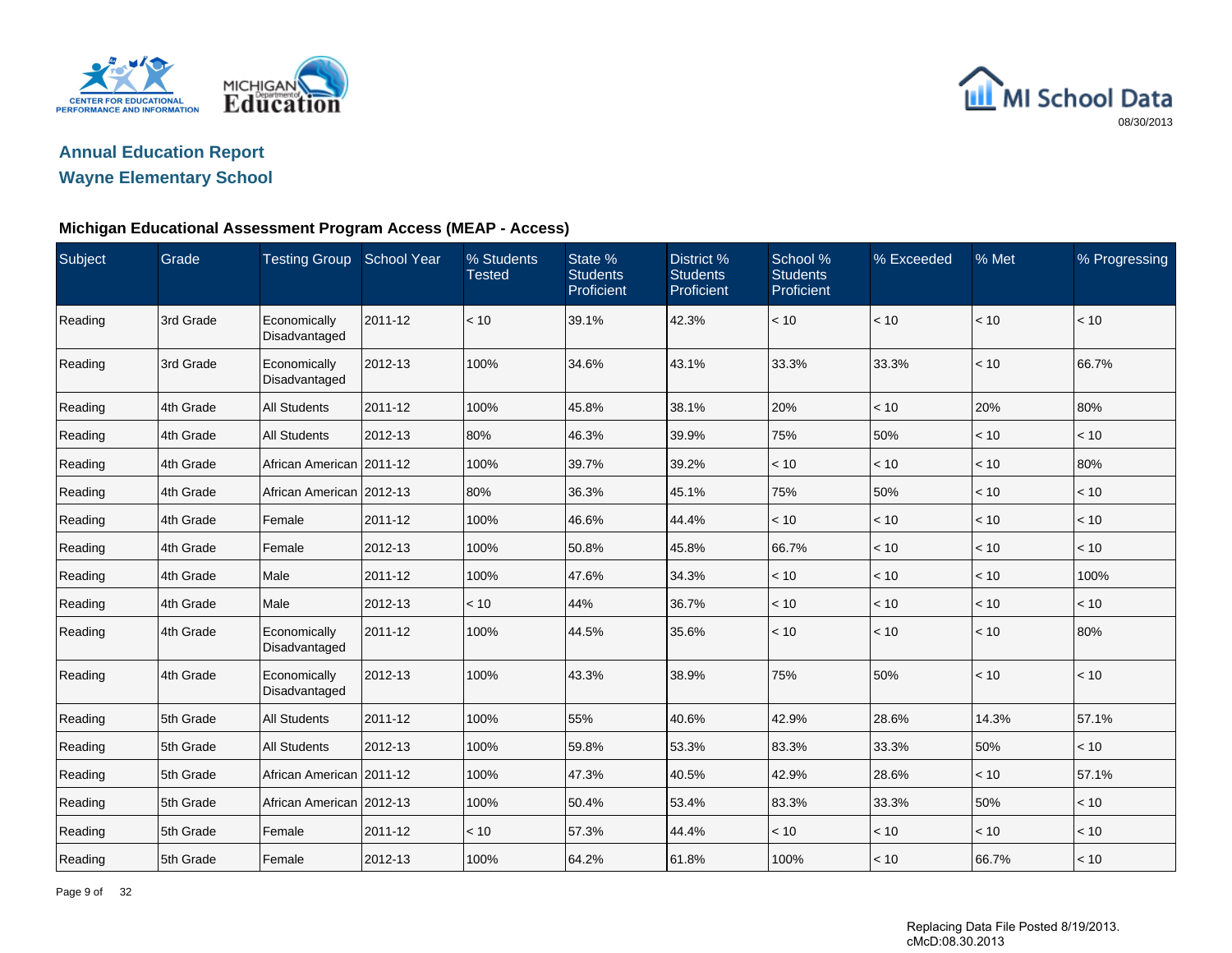## Annual Education Report

## Wayne Elementary School

### Michigan Educational Assessment Program Access (MEAP - Access)

| Subject | Grade | Testing Group | School Year | % Students Tested | State % Students Proficient | District % Students Proficient | School % Students Proficient | % Exceeded | % Met | % Progressing |
|---|---|---|---|---|---|---|---|---|---|---|
| Reading | 3rd Grade | Economically Disadvantaged | 2011-12 | < 10 | 39.1% | 42.3% | < 10 | < 10 | < 10 | < 10 |
| Reading | 3rd Grade | Economically Disadvantaged | 2012-13 | 100% | 34.6% | 43.1% | 33.3% | 33.3% | < 10 | 66.7% |
| Reading | 4th Grade | All Students | 2011-12 | 100% | 45.8% | 38.1% | 20% | < 10 | 20% | 80% |
| Reading | 4th Grade | All Students | 2012-13 | 80% | 46.3% | 39.9% | 75% | 50% | < 10 | < 10 |
| Reading | 4th Grade | African American | 2011-12 | 100% | 39.7% | 39.2% | < 10 | < 10 | < 10 | 80% |
| Reading | 4th Grade | African American | 2012-13 | 80% | 36.3% | 45.1% | 75% | 50% | < 10 | < 10 |
| Reading | 4th Grade | Female | 2011-12 | 100% | 46.6% | 44.4% | < 10 | < 10 | < 10 | < 10 |
| Reading | 4th Grade | Female | 2012-13 | 100% | 50.8% | 45.8% | 66.7% | < 10 | < 10 | < 10 |
| Reading | 4th Grade | Male | 2011-12 | 100% | 47.6% | 34.3% | < 10 | < 10 | < 10 | 100% |
| Reading | 4th Grade | Male | 2012-13 | < 10 | 44% | 36.7% | < 10 | < 10 | < 10 | < 10 |
| Reading | 4th Grade | Economically Disadvantaged | 2011-12 | 100% | 44.5% | 35.6% | < 10 | < 10 | < 10 | 80% |
| Reading | 4th Grade | Economically Disadvantaged | 2012-13 | 100% | 43.3% | 38.9% | 75% | 50% | < 10 | < 10 |
| Reading | 5th Grade | All Students | 2011-12 | 100% | 55% | 40.6% | 42.9% | 28.6% | 14.3% | 57.1% |
| Reading | 5th Grade | All Students | 2012-13 | 100% | 59.8% | 53.3% | 83.3% | 33.3% | 50% | < 10 |
| Reading | 5th Grade | African American | 2011-12 | 100% | 47.3% | 40.5% | 42.9% | 28.6% | < 10 | 57.1% |
| Reading | 5th Grade | African American | 2012-13 | 100% | 50.4% | 53.4% | 83.3% | 33.3% | 50% | < 10 |
| Reading | 5th Grade | Female | 2011-12 | < 10 | 57.3% | 44.4% | < 10 | < 10 | < 10 | < 10 |
| Reading | 5th Grade | Female | 2012-13 | 100% | 64.2% | 61.8% | 100% | < 10 | 66.7% | < 10 |

Replacing Data File Posted 8/19/2013.
cMcD:08.30.2013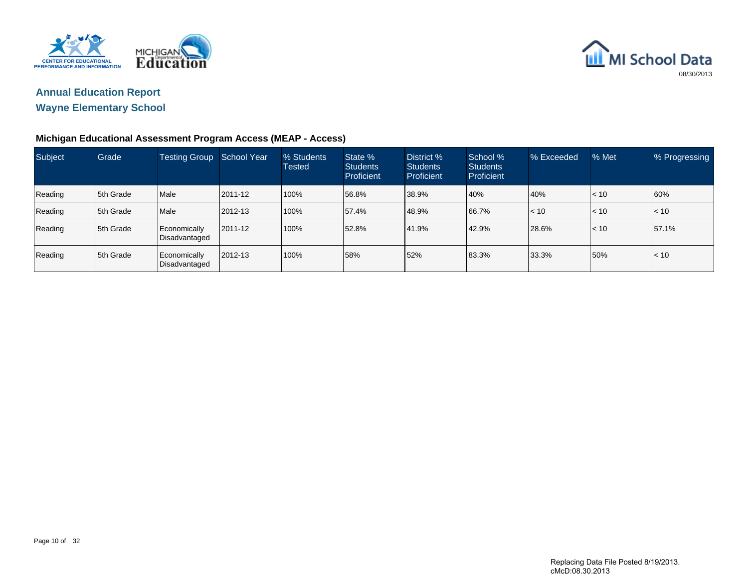## Annual Education Report

## Wayne Elementary School

### Michigan Educational Assessment Program Access (MEAP - Access)

| Subject | Grade | Testing Group | School Year | % Students Tested | State % Students Proficient | District % Students Proficient | School % Students Proficient | % Exceeded | % Met | % Progressing |
|---|---|---|---|---|---|---|---|---|---|---|
| Reading | 5th Grade | Male | 2011-12 | 100% | 56.8% | 38.9% | 40% | 40% | < 10 | 60% |
| Reading | 5th Grade | Male | 2012-13 | 100% | 57.4% | 48.9% | 66.7% | < 10 | < 10 | < 10 |
| Reading | 5th Grade | Economically Disadvantaged | 2011-12 | 100% | 52.8% | 41.9% | 42.9% | 28.6% | < 10 | 57.1% |
| Reading | 5th Grade | Economically Disadvantaged | 2012-13 | 100% | 58% | 52% | 83.3% | 33.3% | 50% | < 10 |

Replacing Data File Posted 8/19/2013.
cMcD:08.30.2013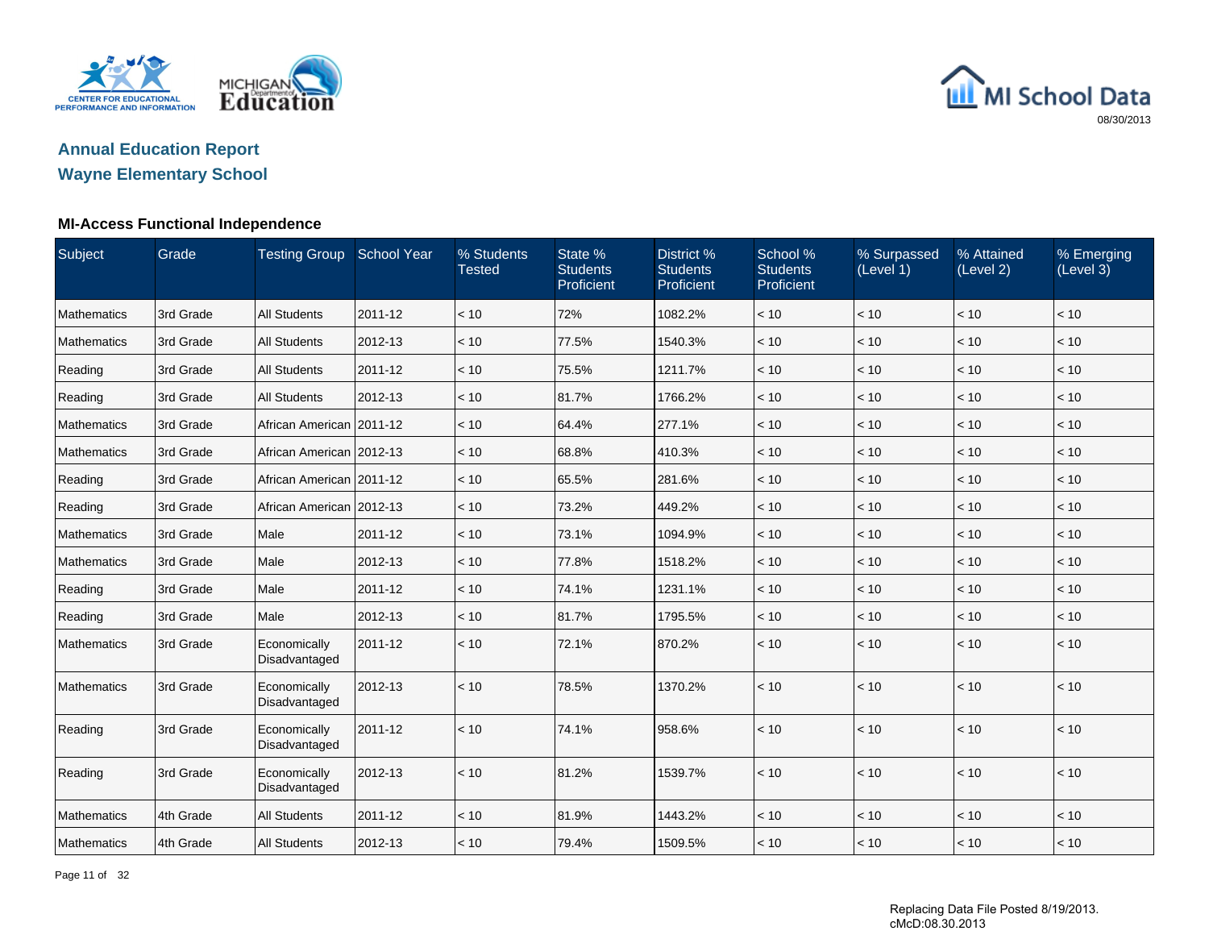Annual Education Report

Wayne Elementary School

### MI-Access Functional Independence

| Subject | Grade | Testing Group | School Year | % Students Tested | State % Students Proficient | District % Students Proficient | School % Students Proficient | % Surpassed (Level 1) | % Attained (Level 2) | % Emerging (Level 3) |
|---|---|---|---|---|---|---|---|---|---|---|
| Mathematics | 3rd Grade | All Students | 2011-12 | < 10 | 72% | 1082.2% | < 10 | < 10 | < 10 | < 10 |
| Mathematics | 3rd Grade | All Students | 2012-13 | < 10 | 77.5% | 1540.3% | < 10 | < 10 | < 10 | < 10 |
| Reading | 3rd Grade | All Students | 2011-12 | < 10 | 75.5% | 1211.7% | < 10 | < 10 | < 10 | < 10 |
| Reading | 3rd Grade | All Students | 2012-13 | < 10 | 81.7% | 1766.2% | < 10 | < 10 | < 10 | < 10 |
| Mathematics | 3rd Grade | African American | 2011-12 | < 10 | 64.4% | 277.1% | < 10 | < 10 | < 10 | < 10 |
| Mathematics | 3rd Grade | African American | 2012-13 | < 10 | 68.8% | 410.3% | < 10 | < 10 | < 10 | < 10 |
| Reading | 3rd Grade | African American | 2011-12 | < 10 | 65.5% | 281.6% | < 10 | < 10 | < 10 | < 10 |
| Reading | 3rd Grade | African American | 2012-13 | < 10 | 73.2% | 449.2% | < 10 | < 10 | < 10 | < 10 |
| Mathematics | 3rd Grade | Male | 2011-12 | < 10 | 73.1% | 1094.9% | < 10 | < 10 | < 10 | < 10 |
| Mathematics | 3rd Grade | Male | 2012-13 | < 10 | 77.8% | 1518.2% | < 10 | < 10 | < 10 | < 10 |
| Reading | 3rd Grade | Male | 2011-12 | < 10 | 74.1% | 1231.1% | < 10 | < 10 | < 10 | < 10 |
| Reading | 3rd Grade | Male | 2012-13 | < 10 | 81.7% | 1795.5% | < 10 | < 10 | < 10 | < 10 |
| Mathematics | 3rd Grade | Economically Disadvantaged | 2011-12 | < 10 | 72.1% | 870.2% | < 10 | < 10 | < 10 | < 10 |
| Mathematics | 3rd Grade | Economically Disadvantaged | 2012-13 | < 10 | 78.5% | 1370.2% | < 10 | < 10 | < 10 | < 10 |
| Reading | 3rd Grade | Economically Disadvantaged | 2011-12 | < 10 | 74.1% | 958.6% | < 10 | < 10 | < 10 | < 10 |
| Reading | 3rd Grade | Economically Disadvantaged | 2012-13 | < 10 | 81.2% | 1539.7% | < 10 | < 10 | < 10 | < 10 |
| Mathematics | 4th Grade | All Students | 2011-12 | < 10 | 81.9% | 1443.2% | < 10 | < 10 | < 10 | < 10 |
| Mathematics | 4th Grade | All Students | 2012-13 | < 10 | 79.4% | 1509.5% | < 10 | < 10 | < 10 | < 10 |

Replacing Data File Posted 8/19/2013.
cMcD:08.30.2013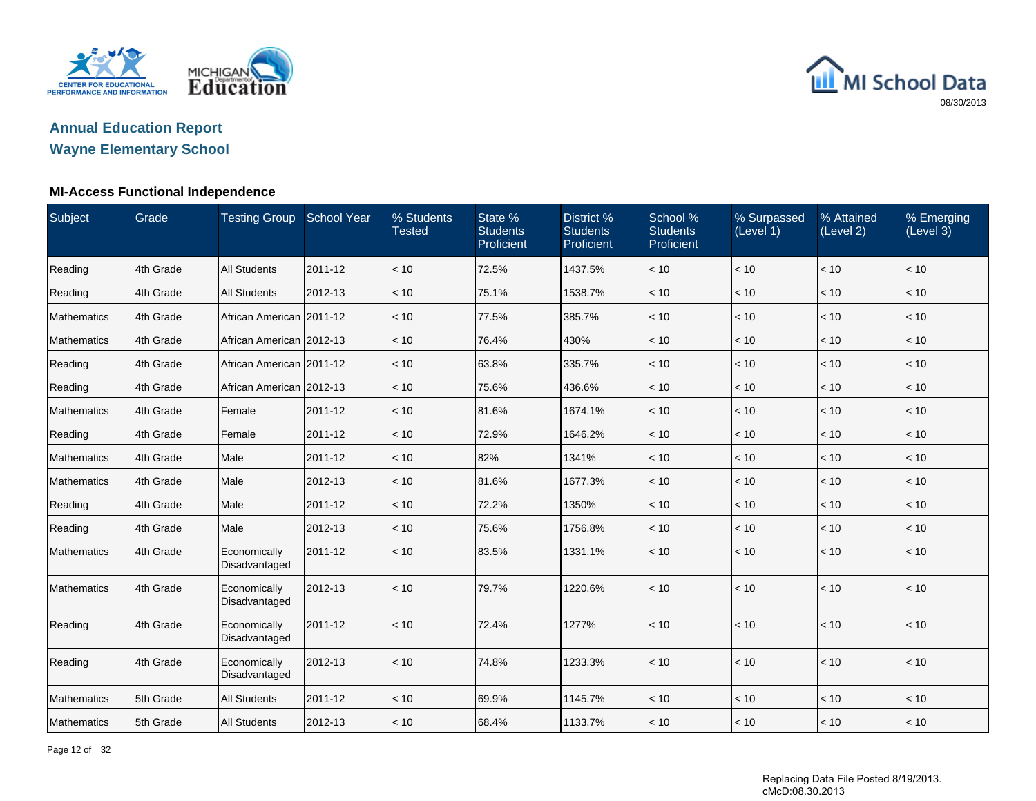# Annual Education Report
## Wayne Elementary School

08/30/2013

### MI-Access Functional Independence

| Subject | Grade | Testing Group | School Year | % Students Tested | State % Students Proficient | District % Students Proficient | School % Students Proficient | % Surpassed (Level 1) | % Attained (Level 2) | % Emerging (Level 3) |
|---|---|---|---|---|---|---|---|---|---|---|
| Reading | 4th Grade | All Students | 2011-12 | < 10 | 72.5% | 1437.5% | < 10 | < 10 | < 10 | < 10 |
| Reading | 4th Grade | All Students | 2012-13 | < 10 | 75.1% | 1538.7% | < 10 | < 10 | < 10 | < 10 |
| Mathematics | 4th Grade | African American | 2011-12 | < 10 | 77.5% | 385.7% | < 10 | < 10 | < 10 | < 10 |
| Mathematics | 4th Grade | African American | 2012-13 | < 10 | 76.4% | 430% | < 10 | < 10 | < 10 | < 10 |
| Reading | 4th Grade | African American | 2011-12 | < 10 | 63.8% | 335.7% | < 10 | < 10 | < 10 | < 10 |
| Reading | 4th Grade | African American | 2012-13 | < 10 | 75.6% | 436.6% | < 10 | < 10 | < 10 | < 10 |
| Mathematics | 4th Grade | Female | 2011-12 | < 10 | 81.6% | 1674.1% | < 10 | < 10 | < 10 | < 10 |
| Reading | 4th Grade | Female | 2011-12 | < 10 | 72.9% | 1646.2% | < 10 | < 10 | < 10 | < 10 |
| Mathematics | 4th Grade | Male | 2011-12 | < 10 | 82% | 1341% | < 10 | < 10 | < 10 | < 10 |
| Mathematics | 4th Grade | Male | 2012-13 | < 10 | 81.6% | 1677.3% | < 10 | < 10 | < 10 | < 10 |
| Reading | 4th Grade | Male | 2011-12 | < 10 | 72.2% | 1350% | < 10 | < 10 | < 10 | < 10 |
| Reading | 4th Grade | Male | 2012-13 | < 10 | 75.6% | 1756.8% | < 10 | < 10 | < 10 | < 10 |
| Mathematics | 4th Grade | Economically Disadvantaged | 2011-12 | < 10 | 83.5% | 1331.1% | < 10 | < 10 | < 10 | < 10 |
| Mathematics | 4th Grade | Economically Disadvantaged | 2012-13 | < 10 | 79.7% | 1220.6% | < 10 | < 10 | < 10 | < 10 |
| Reading | 4th Grade | Economically Disadvantaged | 2011-12 | < 10 | 72.4% | 1277% | < 10 | < 10 | < 10 | < 10 |
| Reading | 4th Grade | Economically Disadvantaged | 2012-13 | < 10 | 74.8% | 1233.3% | < 10 | < 10 | < 10 | < 10 |
| Mathematics | 5th Grade | All Students | 2011-12 | < 10 | 69.9% | 1145.7% | < 10 | < 10 | < 10 | < 10 |
| Mathematics | 5th Grade | All Students | 2012-13 | < 10 | 68.4% | 1133.7% | < 10 | < 10 | < 10 | < 10 |

Replacing Data File Posted 8/19/2013.
cMcD:08.30.2013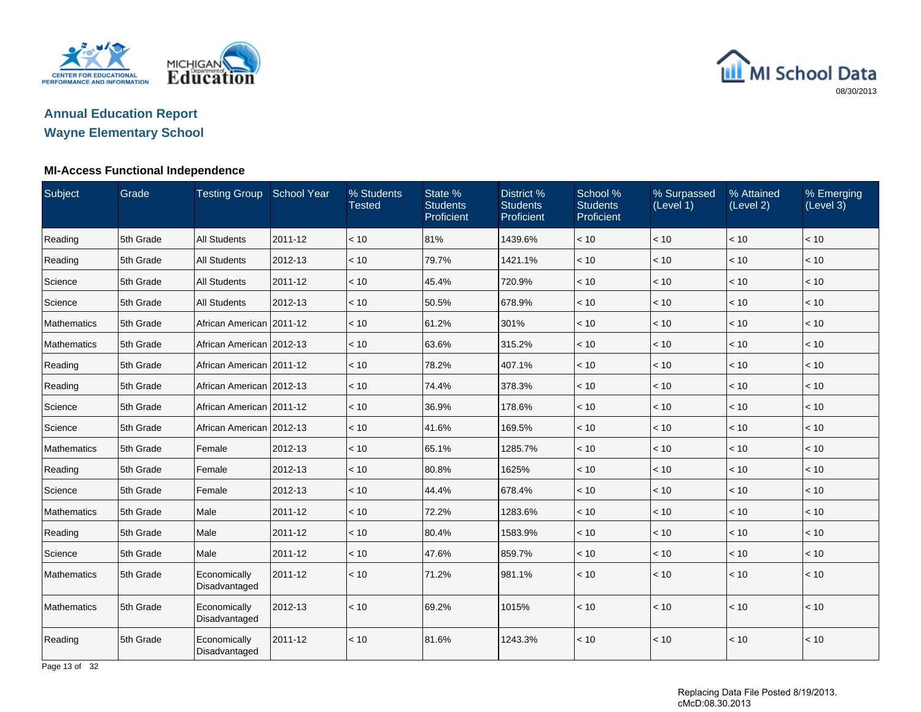## Annual Education Report

## Wayne Elementary School

### MI-Access Functional Independence

| Subject | Grade | Testing Group | School Year | % Students Tested | State % Students Proficient | District % Students Proficient | School % Students Proficient | % Surpassed (Level 1) | % Attained (Level 2) | % Emerging (Level 3) |
|---|---|---|---|---|---|---|---|---|---|---|
| Reading | 5th Grade | All Students | 2011-12 | < 10 | 81% | 1439.6% | < 10 | < 10 | < 10 | < 10 |
| Reading | 5th Grade | All Students | 2012-13 | < 10 | 79.7% | 1421.1% | < 10 | < 10 | < 10 | < 10 |
| Science | 5th Grade | All Students | 2011-12 | < 10 | 45.4% | 720.9% | < 10 | < 10 | < 10 | < 10 |
| Science | 5th Grade | All Students | 2012-13 | < 10 | 50.5% | 678.9% | < 10 | < 10 | < 10 | < 10 |
| Mathematics | 5th Grade | African American | 2011-12 | < 10 | 61.2% | 301% | < 10 | < 10 | < 10 | < 10 |
| Mathematics | 5th Grade | African American | 2012-13 | < 10 | 63.6% | 315.2% | < 10 | < 10 | < 10 | < 10 |
| Reading | 5th Grade | African American | 2011-12 | < 10 | 78.2% | 407.1% | < 10 | < 10 | < 10 | < 10 |
| Reading | 5th Grade | African American | 2012-13 | < 10 | 74.4% | 378.3% | < 10 | < 10 | < 10 | < 10 |
| Science | 5th Grade | African American | 2011-12 | < 10 | 36.9% | 178.6% | < 10 | < 10 | < 10 | < 10 |
| Science | 5th Grade | African American | 2012-13 | < 10 | 41.6% | 169.5% | < 10 | < 10 | < 10 | < 10 |
| Mathematics | 5th Grade | Female | 2012-13 | < 10 | 65.1% | 1285.7% | < 10 | < 10 | < 10 | < 10 |
| Reading | 5th Grade | Female | 2012-13 | < 10 | 80.8% | 1625% | < 10 | < 10 | < 10 | < 10 |
| Science | 5th Grade | Female | 2012-13 | < 10 | 44.4% | 678.4% | < 10 | < 10 | < 10 | < 10 |
| Mathematics | 5th Grade | Male | 2011-12 | < 10 | 72.2% | 1283.6% | < 10 | < 10 | < 10 | < 10 |
| Reading | 5th Grade | Male | 2011-12 | < 10 | 80.4% | 1583.9% | < 10 | < 10 | < 10 | < 10 |
| Science | 5th Grade | Male | 2011-12 | < 10 | 47.6% | 859.7% | < 10 | < 10 | < 10 | < 10 |
| Mathematics | 5th Grade | Economically Disadvantaged | 2011-12 | < 10 | 71.2% | 981.1% | < 10 | < 10 | < 10 | < 10 |
| Mathematics | 5th Grade | Economically Disadvantaged | 2012-13 | < 10 | 69.2% | 1015% | < 10 | < 10 | < 10 | < 10 |
| Reading | 5th Grade | Economically Disadvantaged | 2011-12 | < 10 | 81.6% | 1243.3% | < 10 | < 10 | < 10 | < 10 |

Replacing Data File Posted 8/19/2013.
cMcD:08.30.2013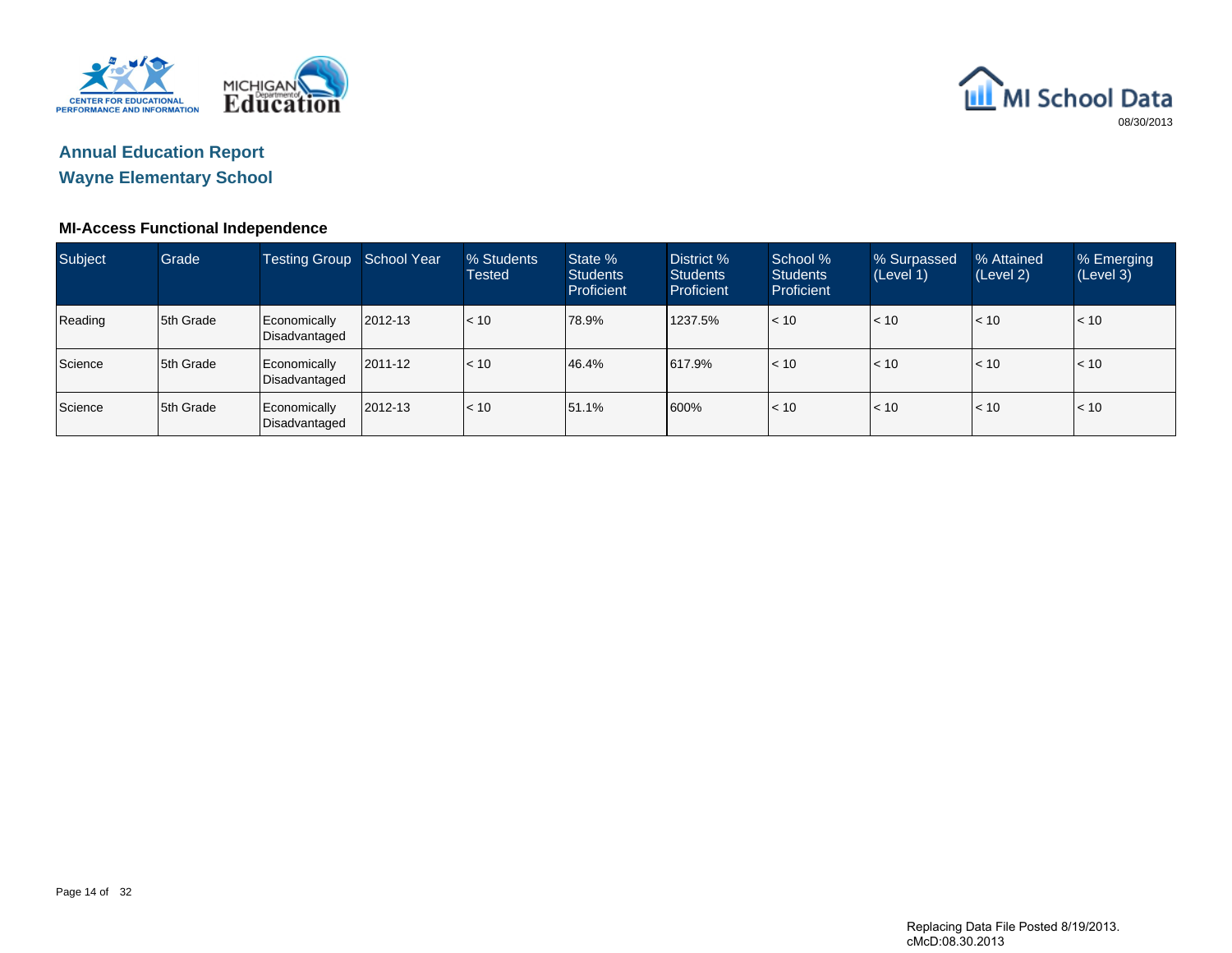# Annual Education Report

## Wayne Elementary School

08/30/2013

### MI-Access Functional Independence

| Subject | Grade | Testing Group | School Year | % Students Tested | State % Students Proficient | District % Students Proficient | School % Students Proficient | % Surpassed (Level 1) | % Attained (Level 2) | % Emerging (Level 3) |
|---|---|---|---|---|---|---|---|---|---|---|
| Reading | 5th Grade | Economically Disadvantaged | 2012-13 | < 10 | 78.9% | 1237.5% | < 10 | < 10 | < 10 | < 10 |
| Science | 5th Grade | Economically Disadvantaged | 2011-12 | < 10 | 46.4% | 617.9% | < 10 | < 10 | < 10 | < 10 |
| Science | 5th Grade | Economically Disadvantaged | 2012-13 | < 10 | 51.1% | 600% | < 10 | < 10 | < 10 | < 10 |

Replacing Data File Posted 8/19/2013.
cMcD:08.30.2013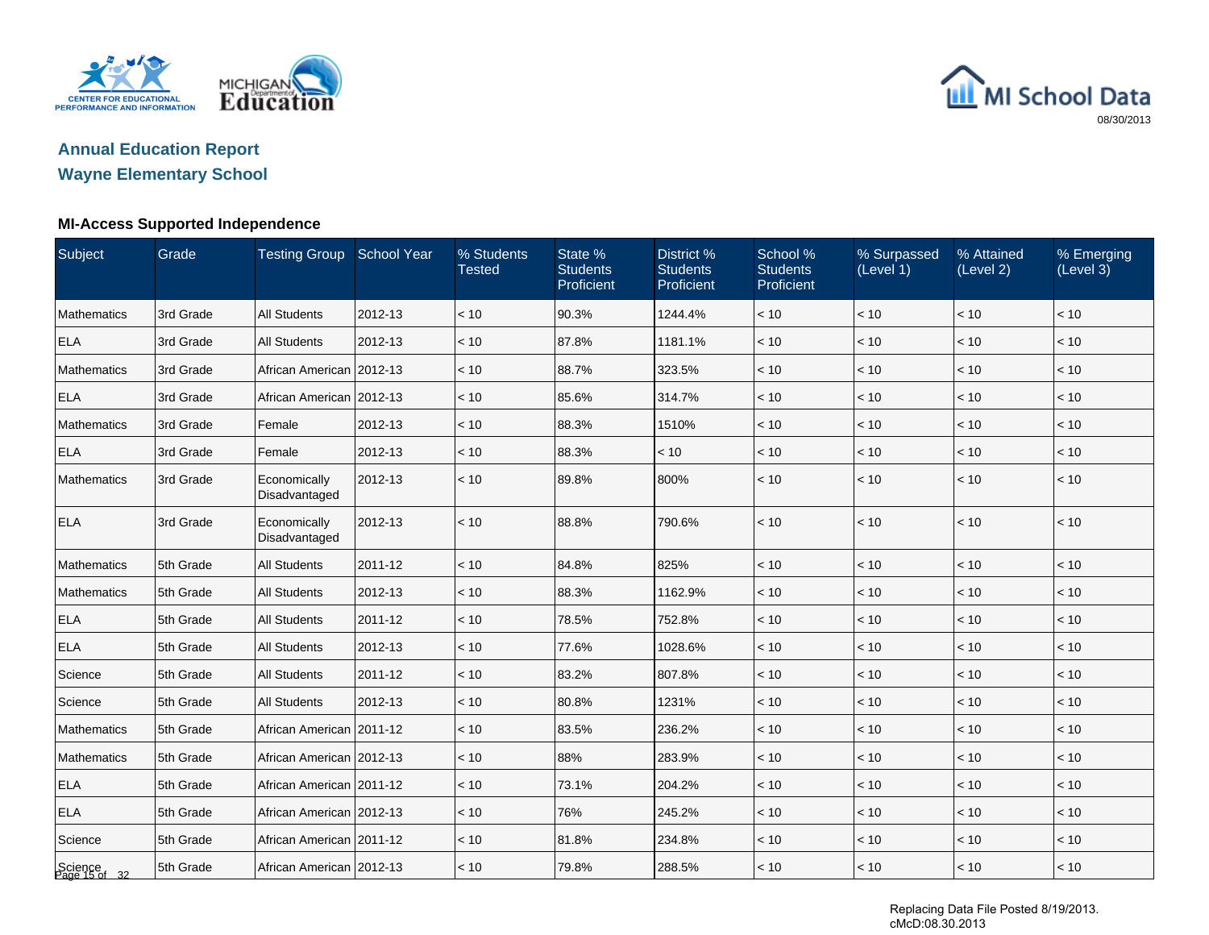## Annual Education Report
## Wayne Elementary School

### MI-Access Supported Independence

| Subject | Grade | Testing Group | School Year | % Students Tested | State % Students Proficient | District % Students Proficient | School % Students Proficient | % Surpassed (Level 1) | % Attained (Level 2) | % Emerging (Level 3) |
|---|---|---|---|---|---|---|---|---|---|---|
| Mathematics | 3rd Grade | All Students | 2012-13 | < 10 | 90.3% | 1244.4% | < 10 | < 10 | < 10 | < 10 |
| ELA | 3rd Grade | All Students | 2012-13 | < 10 | 87.8% | 1181.1% | < 10 | < 10 | < 10 | < 10 |
| Mathematics | 3rd Grade | African American | 2012-13 | < 10 | 88.7% | 323.5% | < 10 | < 10 | < 10 | < 10 |
| ELA | 3rd Grade | African American | 2012-13 | < 10 | 85.6% | 314.7% | < 10 | < 10 | < 10 | < 10 |
| Mathematics | 3rd Grade | Female | 2012-13 | < 10 | 88.3% | 1510% | < 10 | < 10 | < 10 | < 10 |
| ELA | 3rd Grade | Female | 2012-13 | < 10 | 88.3% | < 10 | < 10 | < 10 | < 10 | < 10 |
| Mathematics | 3rd Grade | Economically Disadvantaged | 2012-13 | < 10 | 89.8% | 800% | < 10 | < 10 | < 10 | < 10 |
| ELA | 3rd Grade | Economically Disadvantaged | 2012-13 | < 10 | 88.8% | 790.6% | < 10 | < 10 | < 10 | < 10 |
| Mathematics | 5th Grade | All Students | 2011-12 | < 10 | 84.8% | 825% | < 10 | < 10 | < 10 | < 10 |
| Mathematics | 5th Grade | All Students | 2012-13 | < 10 | 88.3% | 1162.9% | < 10 | < 10 | < 10 | < 10 |
| ELA | 5th Grade | All Students | 2011-12 | < 10 | 78.5% | 752.8% | < 10 | < 10 | < 10 | < 10 |
| ELA | 5th Grade | All Students | 2012-13 | < 10 | 77.6% | 1028.6% | < 10 | < 10 | < 10 | < 10 |
| Science | 5th Grade | All Students | 2011-12 | < 10 | 83.2% | 807.8% | < 10 | < 10 | < 10 | < 10 |
| Science | 5th Grade | All Students | 2012-13 | < 10 | 80.8% | 1231% | < 10 | < 10 | < 10 | < 10 |
| Mathematics | 5th Grade | African American | 2011-12 | < 10 | 83.5% | 236.2% | < 10 | < 10 | < 10 | < 10 |
| Mathematics | 5th Grade | African American | 2012-13 | < 10 | 88% | 283.9% | < 10 | < 10 | < 10 | < 10 |
| ELA | 5th Grade | African American | 2011-12 | < 10 | 73.1% | 204.2% | < 10 | < 10 | < 10 | < 10 |
| ELA | 5th Grade | African American | 2012-13 | < 10 | 76% | 245.2% | < 10 | < 10 | < 10 | < 10 |
| Science | 5th Grade | African American | 2011-12 | < 10 | 81.8% | 234.8% | < 10 | < 10 | < 10 | < 10 |
| Science | 5th Grade | African American | 2012-13 | < 10 | 79.8% | 288.5% | < 10 | < 10 | < 10 | < 10 |

Replacing Data File Posted 8/19/2013.
cMcD:08.30.2013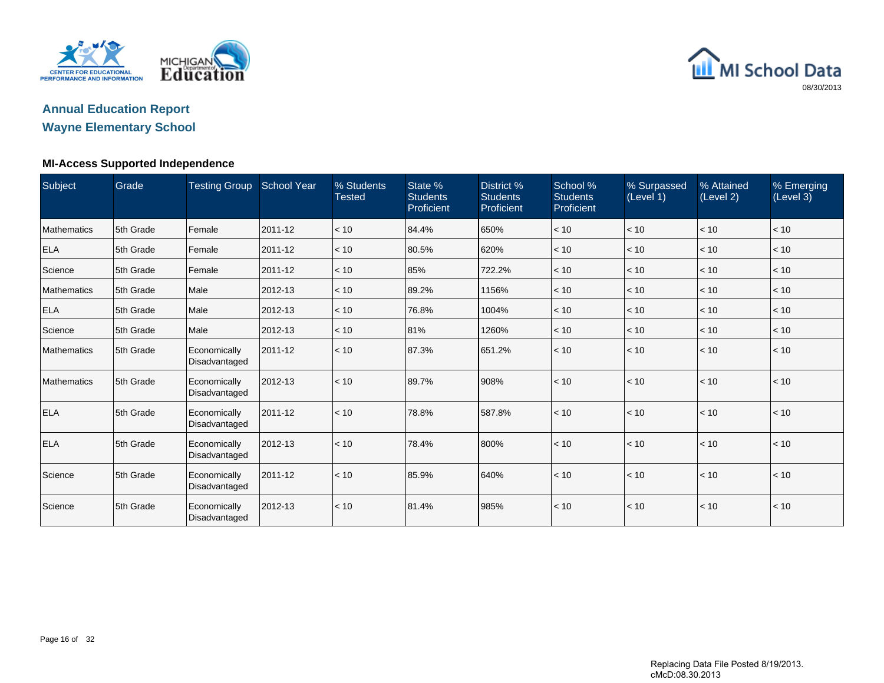# Annual Education Report

## Wayne Elementary School

### MI-Access Supported Independence

| Subject | Grade | Testing Group | School Year | % Students Tested | State % Students Proficient | District % Students Proficient | School % Students Proficient | % Surpassed (Level 1) | % Attained (Level 2) | % Emerging (Level 3) |
|---|---|---|---|---|---|---|---|---|---|---|
| Mathematics | 5th Grade | Female | 2011-12 | < 10 | 84.4% | 650% | < 10 | < 10 | < 10 | < 10 |
| ELA | 5th Grade | Female | 2011-12 | < 10 | 80.5% | 620% | < 10 | < 10 | < 10 | < 10 |
| Science | 5th Grade | Female | 2011-12 | < 10 | 85% | 722.2% | < 10 | < 10 | < 10 | < 10 |
| Mathematics | 5th Grade | Male | 2012-13 | < 10 | 89.2% | 1156% | < 10 | < 10 | < 10 | < 10 |
| ELA | 5th Grade | Male | 2012-13 | < 10 | 76.8% | 1004% | < 10 | < 10 | < 10 | < 10 |
| Science | 5th Grade | Male | 2012-13 | < 10 | 81% | 1260% | < 10 | < 10 | < 10 | < 10 |
| Mathematics | 5th Grade | Economically Disadvantaged | 2011-12 | < 10 | 87.3% | 651.2% | < 10 | < 10 | < 10 | < 10 |
| Mathematics | 5th Grade | Economically Disadvantaged | 2012-13 | < 10 | 89.7% | 908% | < 10 | < 10 | < 10 | < 10 |
| ELA | 5th Grade | Economically Disadvantaged | 2011-12 | < 10 | 78.8% | 587.8% | < 10 | < 10 | < 10 | < 10 |
| ELA | 5th Grade | Economically Disadvantaged | 2012-13 | < 10 | 78.4% | 800% | < 10 | < 10 | < 10 | < 10 |
| Science | 5th Grade | Economically Disadvantaged | 2011-12 | < 10 | 85.9% | 640% | < 10 | < 10 | < 10 | < 10 |
| Science | 5th Grade | Economically Disadvantaged | 2012-13 | < 10 | 81.4% | 985% | < 10 | < 10 | < 10 | < 10 |

Replacing Data File Posted 8/19/2013.
cMcD:08.30.2013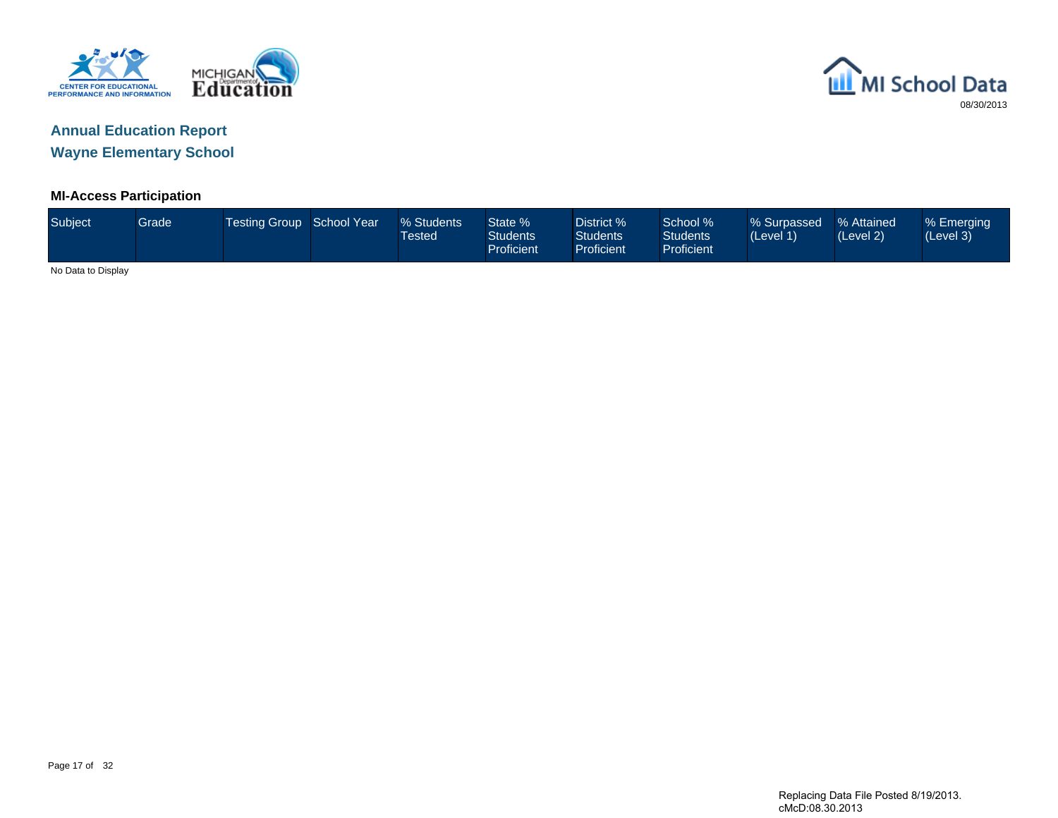# Annual Education Report

## Wayne Elementary School

### MI-Access Participation

| Subject | Grade | Testing Group | School Year | % Students Tested | State % Students Proficient | District % Students Proficient | School % Students Proficient | % Surpassed (Level 1) | % Attained (Level 2) | % Emerging (Level 3) |
|---|---|---|---|---|---|---|---|---|---|---|

No Data to Display

Replacing Data File Posted 8/19/2013.
cMcD:08.30.2013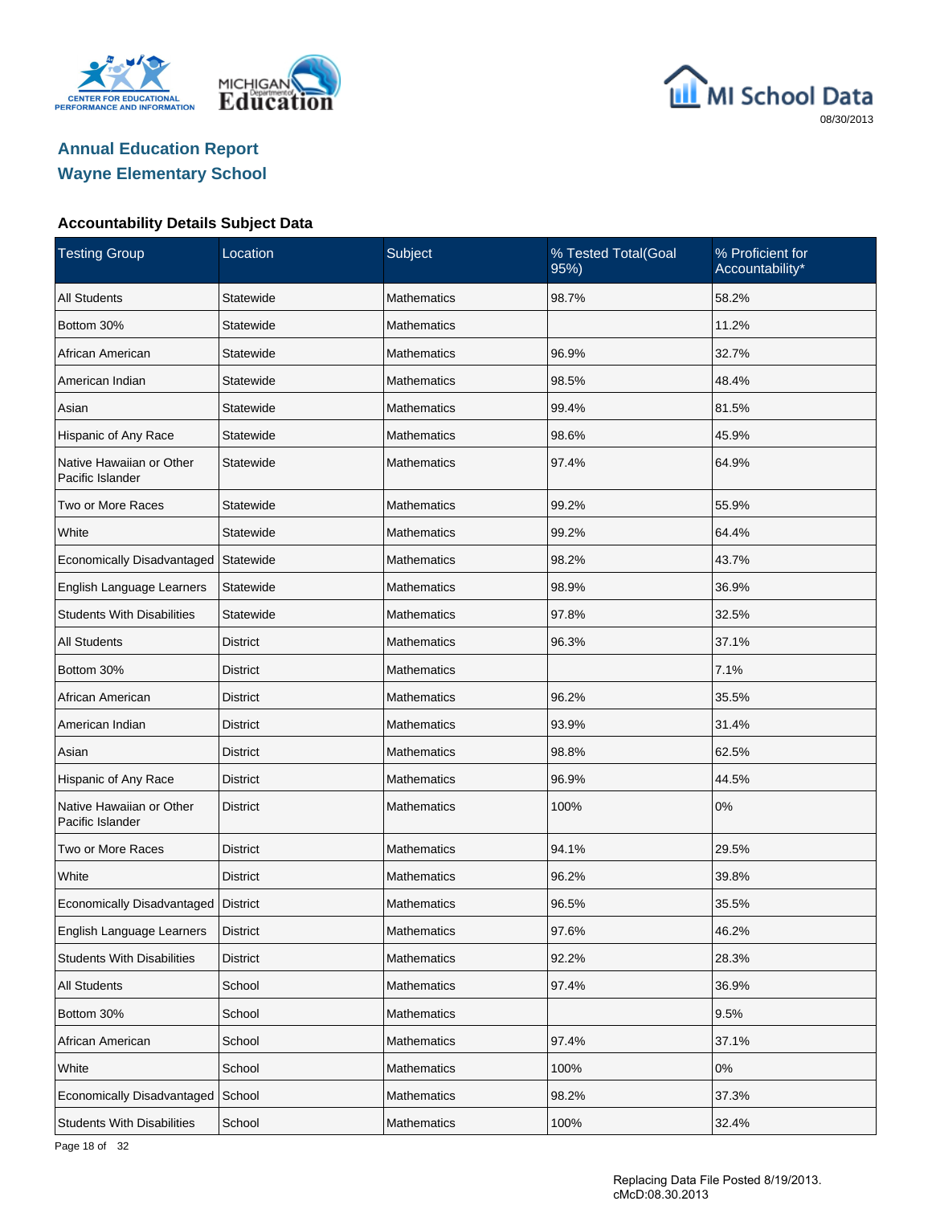## Annual Education Report
## Wayne Elementary School

### Accountability Details Subject Data

| Testing Group | Location | Subject | % Tested Total(Goal 95%) | % Proficient for Accountability* |
|---|---|---|---|---|
| All Students | Statewide | Mathematics | 98.7% | 58.2% |
| Bottom 30% | Statewide | Mathematics | | 11.2% |
| African American | Statewide | Mathematics | 96.9% | 32.7% |
| American Indian | Statewide | Mathematics | 98.5% | 48.4% |
| Asian | Statewide | Mathematics | 99.4% | 81.5% |
| Hispanic of Any Race | Statewide | Mathematics | 98.6% | 45.9% |
| Native Hawaiian or Other Pacific Islander | Statewide | Mathematics | 97.4% | 64.9% |
| Two or More Races | Statewide | Mathematics | 99.2% | 55.9% |
| White | Statewide | Mathematics | 99.2% | 64.4% |
| Economically Disadvantaged | Statewide | Mathematics | 98.2% | 43.7% |
| English Language Learners | Statewide | Mathematics | 98.9% | 36.9% |
| Students With Disabilities | Statewide | Mathematics | 97.8% | 32.5% |
| All Students | District | Mathematics | 96.3% | 37.1% |
| Bottom 30% | District | Mathematics | | 7.1% |
| African American | District | Mathematics | 96.2% | 35.5% |
| American Indian | District | Mathematics | 93.9% | 31.4% |
| Asian | District | Mathematics | 98.8% | 62.5% |
| Hispanic of Any Race | District | Mathematics | 96.9% | 44.5% |
| Native Hawaiian or Other Pacific Islander | District | Mathematics | 100% | 0% |
| Two or More Races | District | Mathematics | 94.1% | 29.5% |
| White | District | Mathematics | 96.2% | 39.8% |
| Economically Disadvantaged | District | Mathematics | 96.5% | 35.5% |
| English Language Learners | District | Mathematics | 97.6% | 46.2% |
| Students With Disabilities | District | Mathematics | 92.2% | 28.3% |
| All Students | School | Mathematics | 97.4% | 36.9% |
| Bottom 30% | School | Mathematics | | 9.5% |
| African American | School | Mathematics | 97.4% | 37.1% |
| White | School | Mathematics | 100% | 0% |
| Economically Disadvantaged | School | Mathematics | 98.2% | 37.3% |
| Students With Disabilities | School | Mathematics | 100% | 32.4% |

Replacing Data File Posted 8/19/2013.
cMcD:08.30.2013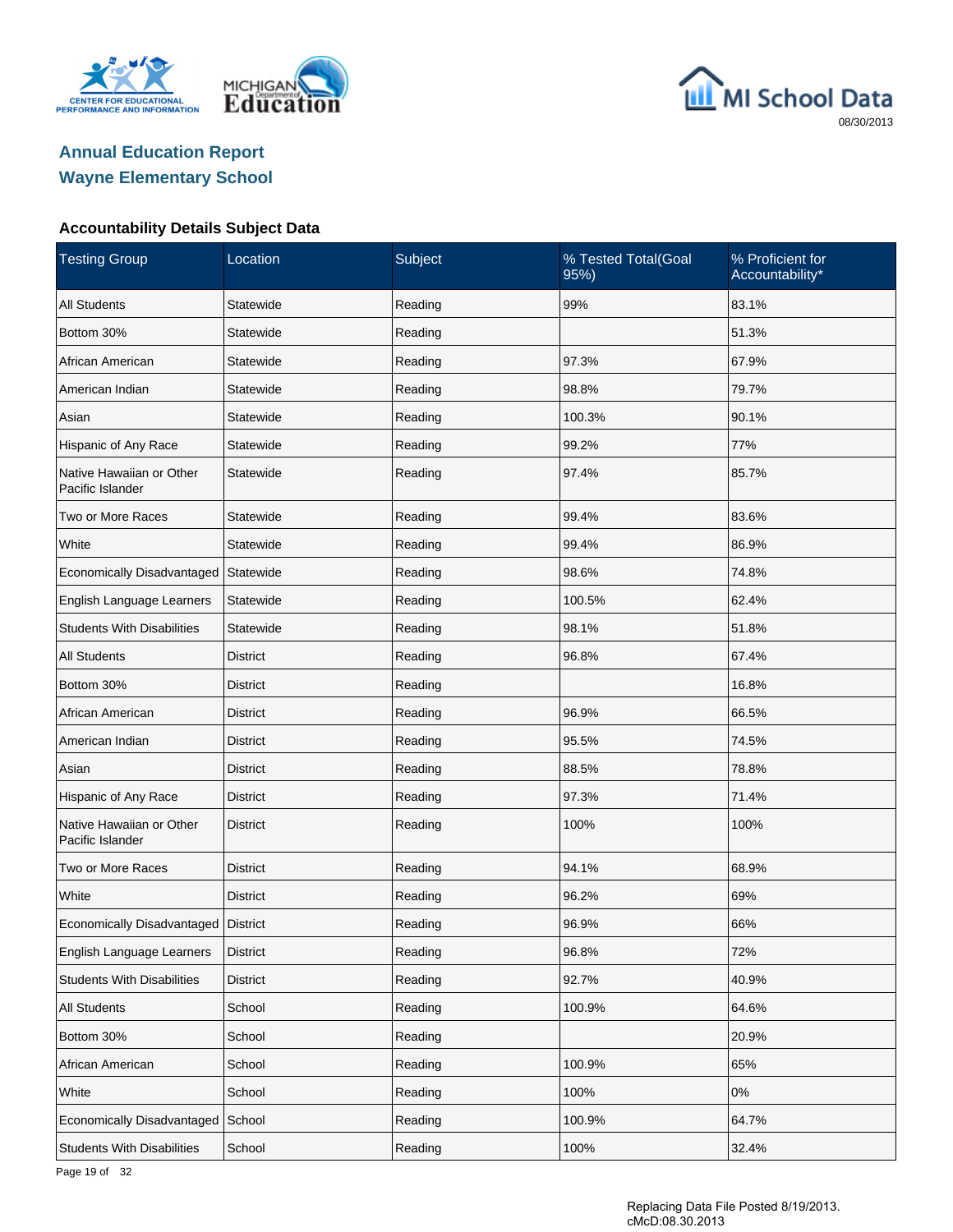# Annual Education Report
## Wayne Elementary School

### Accountability Details Subject Data

| Testing Group | Location | Subject | % Tested Total(Goal 95%) | % Proficient for Accountability* |
|---|---|---|---|---|
| All Students | Statewide | Reading | 99% | 83.1% |
| Bottom 30% | Statewide | Reading | | 51.3% |
| African American | Statewide | Reading | 97.3% | 67.9% |
| American Indian | Statewide | Reading | 98.8% | 79.7% |
| Asian | Statewide | Reading | 100.3% | 90.1% |
| Hispanic of Any Race | Statewide | Reading | 99.2% | 77% |
| Native Hawaiian or Other Pacific Islander | Statewide | Reading | 97.4% | 85.7% |
| Two or More Races | Statewide | Reading | 99.4% | 83.6% |
| White | Statewide | Reading | 99.4% | 86.9% |
| Economically Disadvantaged | Statewide | Reading | 98.6% | 74.8% |
| English Language Learners | Statewide | Reading | 100.5% | 62.4% |
| Students With Disabilities | Statewide | Reading | 98.1% | 51.8% |
| All Students | District | Reading | 96.8% | 67.4% |
| Bottom 30% | District | Reading | | 16.8% |
| African American | District | Reading | 96.9% | 66.5% |
| American Indian | District | Reading | 95.5% | 74.5% |
| Asian | District | Reading | 88.5% | 78.8% |
| Hispanic of Any Race | District | Reading | 97.3% | 71.4% |
| Native Hawaiian or Other Pacific Islander | District | Reading | 100% | 100% |
| Two or More Races | District | Reading | 94.1% | 68.9% |
| White | District | Reading | 96.2% | 69% |
| Economically Disadvantaged | District | Reading | 96.9% | 66% |
| English Language Learners | District | Reading | 96.8% | 72% |
| Students With Disabilities | District | Reading | 92.7% | 40.9% |
| All Students | School | Reading | 100.9% | 64.6% |
| Bottom 30% | School | Reading | | 20.9% |
| African American | School | Reading | 100.9% | 65% |
| White | School | Reading | 100% | 0% |
| Economically Disadvantaged | School | Reading | 100.9% | 64.7% |
| Students With Disabilities | School | Reading | 100% | 32.4% |

Replacing Data File Posted 8/19/2013.
cMcD:08.30.2013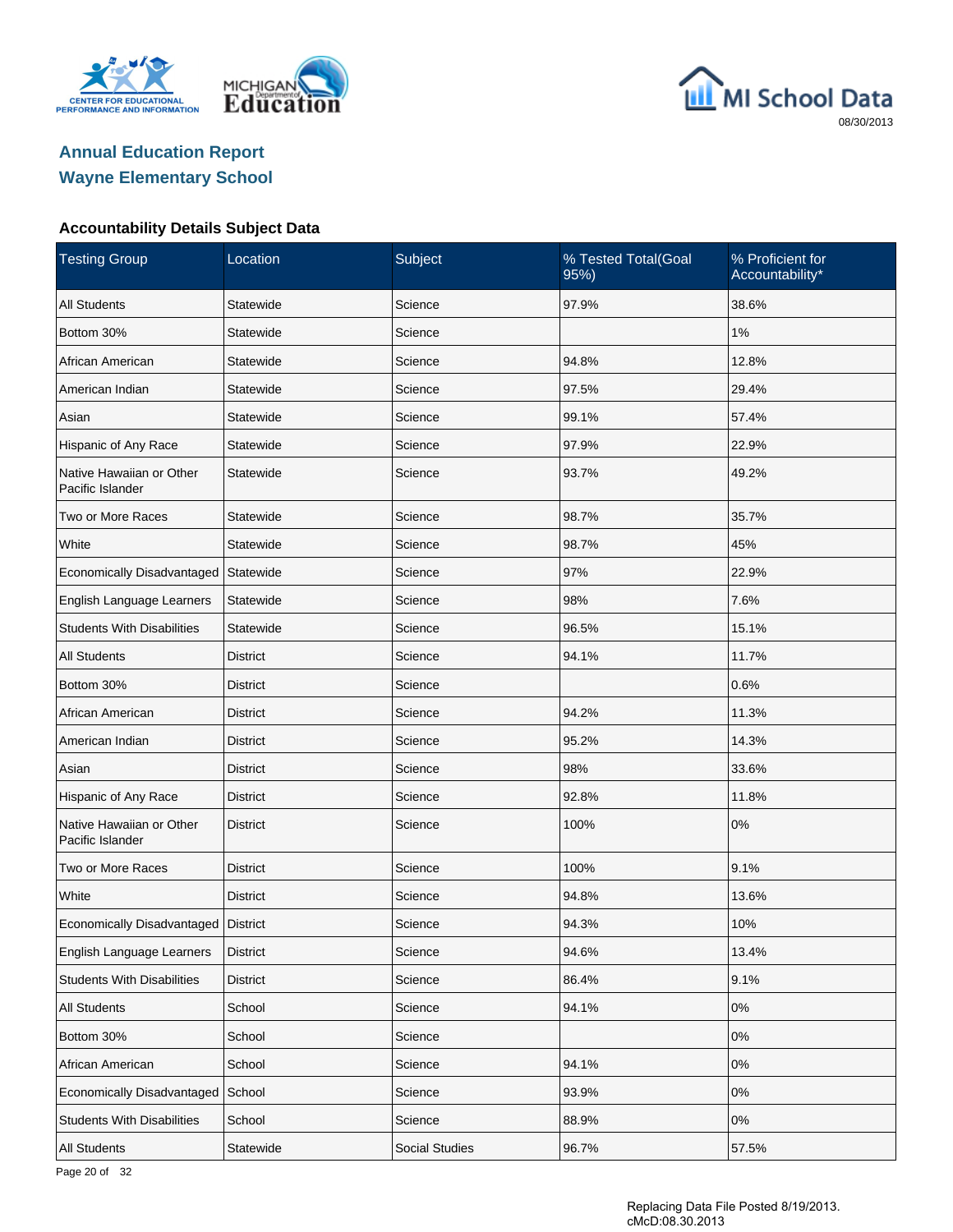# Annual Education Report

## Wayne Elementary School

### Accountability Details Subject Data

| Testing Group | Location | Subject | % Tested Total(Goal 95%) | % Proficient for Accountability* |
|---|---|---|---|---|
| All Students | Statewide | Science | 97.9% | 38.6% |
| Bottom 30% | Statewide | Science | | 1% |
| African American | Statewide | Science | 94.8% | 12.8% |
| American Indian | Statewide | Science | 97.5% | 29.4% |
| Asian | Statewide | Science | 99.1% | 57.4% |
| Hispanic of Any Race | Statewide | Science | 97.9% | 22.9% |
| Native Hawaiian or Other Pacific Islander | Statewide | Science | 93.7% | 49.2% |
| Two or More Races | Statewide | Science | 98.7% | 35.7% |
| White | Statewide | Science | 98.7% | 45% |
| Economically Disadvantaged | Statewide | Science | 97% | 22.9% |
| English Language Learners | Statewide | Science | 98% | 7.6% |
| Students With Disabilities | Statewide | Science | 96.5% | 15.1% |
| All Students | District | Science | 94.1% | 11.7% |
| Bottom 30% | District | Science | | 0.6% |
| African American | District | Science | 94.2% | 11.3% |
| American Indian | District | Science | 95.2% | 14.3% |
| Asian | District | Science | 98% | 33.6% |
| Hispanic of Any Race | District | Science | 92.8% | 11.8% |
| Native Hawaiian or Other Pacific Islander | District | Science | 100% | 0% |
| Two or More Races | District | Science | 100% | 9.1% |
| White | District | Science | 94.8% | 13.6% |
| Economically Disadvantaged | District | Science | 94.3% | 10% |
| English Language Learners | District | Science | 94.6% | 13.4% |
| Students With Disabilities | District | Science | 86.4% | 9.1% |
| All Students | School | Science | 94.1% | 0% |
| Bottom 30% | School | Science | | 0% |
| African American | School | Science | 94.1% | 0% |
| Economically Disadvantaged | School | Science | 93.9% | 0% |
| Students With Disabilities | School | Science | 88.9% | 0% |
| All Students | Statewide | Social Studies | 96.7% | 57.5% |

Replacing Data File Posted 8/19/2013.
cMcD:08.30.2013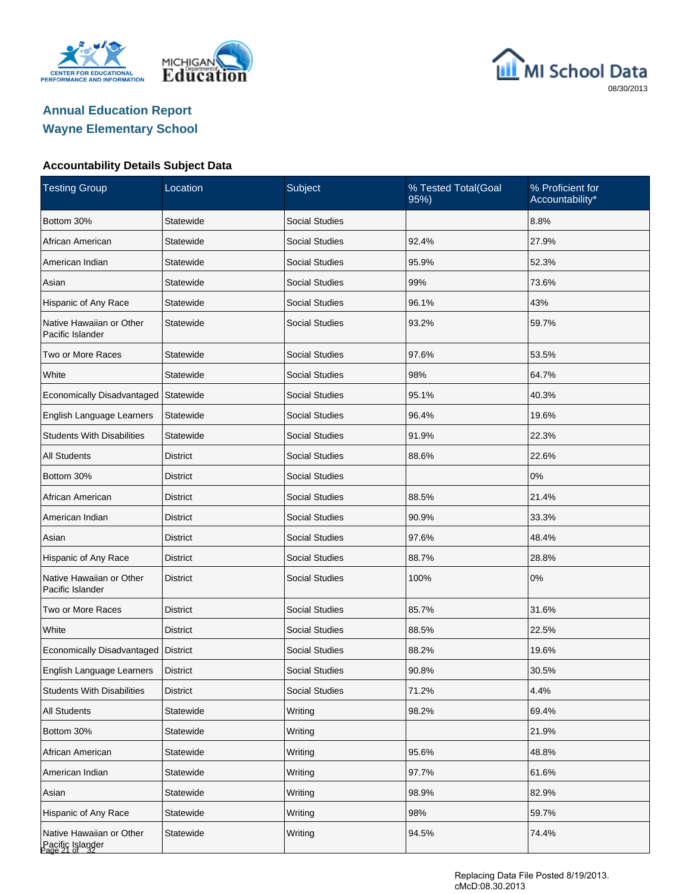## Annual Education Report
## Wayne Elementary School

### Accountability Details Subject Data

| Testing Group | Location | Subject | % Tested Total(Goal 95%) | % Proficient for Accountability* |
|---|---|---|---|---|
| Bottom 30% | Statewide | Social Studies | | 8.8% |
| African American | Statewide | Social Studies | 92.4% | 27.9% |
| American Indian | Statewide | Social Studies | 95.9% | 52.3% |
| Asian | Statewide | Social Studies | 99% | 73.6% |
| Hispanic of Any Race | Statewide | Social Studies | 96.1% | 43% |
| Native Hawaiian or Other Pacific Islander | Statewide | Social Studies | 93.2% | 59.7% |
| Two or More Races | Statewide | Social Studies | 97.6% | 53.5% |
| White | Statewide | Social Studies | 98% | 64.7% |
| Economically Disadvantaged | Statewide | Social Studies | 95.1% | 40.3% |
| English Language Learners | Statewide | Social Studies | 96.4% | 19.6% |
| Students With Disabilities | Statewide | Social Studies | 91.9% | 22.3% |
| All Students | District | Social Studies | 88.6% | 22.6% |
| Bottom 30% | District | Social Studies | | 0% |
| African American | District | Social Studies | 88.5% | 21.4% |
| American Indian | District | Social Studies | 90.9% | 33.3% |
| Asian | District | Social Studies | 97.6% | 48.4% |
| Hispanic of Any Race | District | Social Studies | 88.7% | 28.8% |
| Native Hawaiian or Other Pacific Islander | District | Social Studies | 100% | 0% |
| Two or More Races | District | Social Studies | 85.7% | 31.6% |
| White | District | Social Studies | 88.5% | 22.5% |
| Economically Disadvantaged | District | Social Studies | 88.2% | 19.6% |
| English Language Learners | District | Social Studies | 90.8% | 30.5% |
| Students With Disabilities | District | Social Studies | 71.2% | 4.4% |
| All Students | Statewide | Writing | 98.2% | 69.4% |
| Bottom 30% | Statewide | Writing | | 21.9% |
| African American | Statewide | Writing | 95.6% | 48.8% |
| American Indian | Statewide | Writing | 97.7% | 61.6% |
| Asian | Statewide | Writing | 98.9% | 82.9% |
| Hispanic of Any Race | Statewide | Writing | 98% | 59.7% |
| Native Hawaiian or Other Pacific Islander | Statewide | Writing | 94.5% | 74.4% |

Replacing Data File Posted 8/19/2013.
cMcD:08.30.2013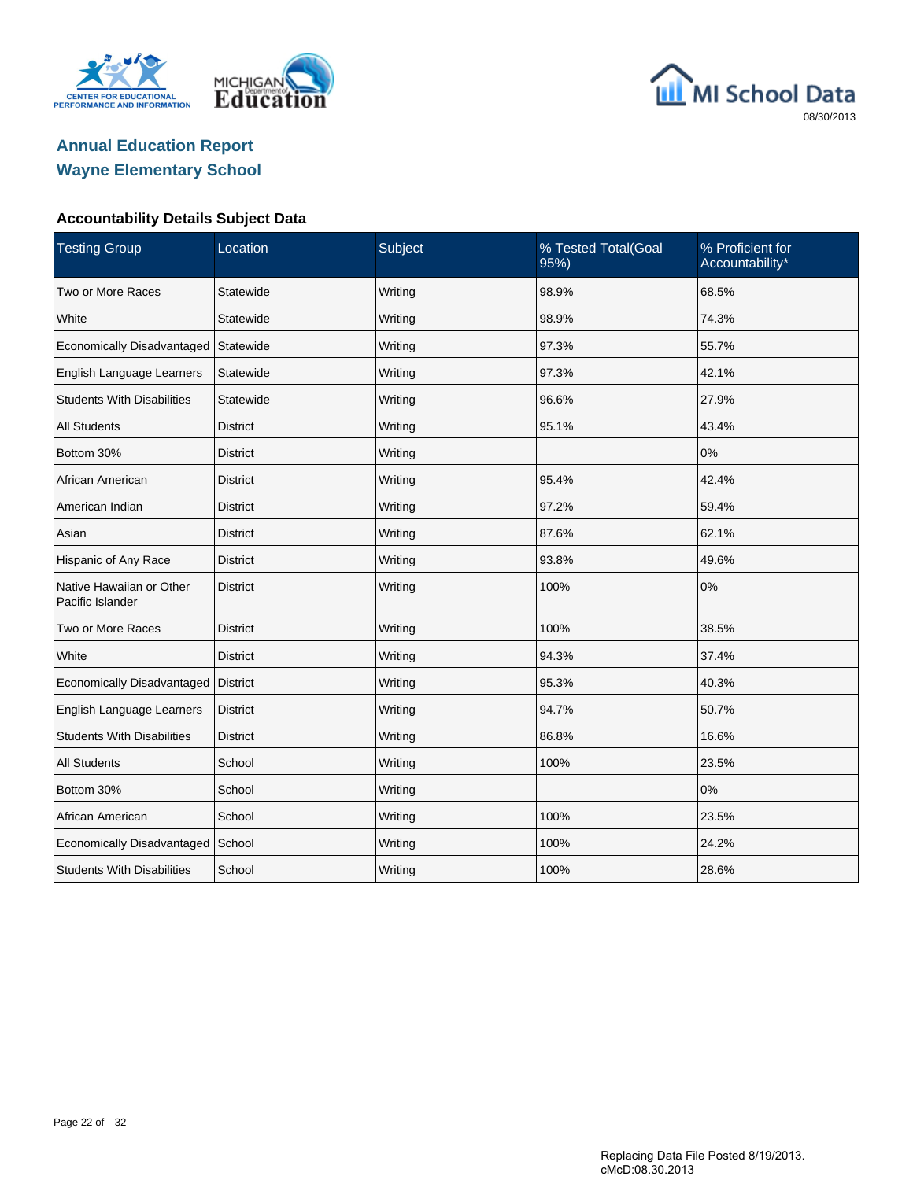## Annual Education Report
## Wayne Elementary School

### Accountability Details Subject Data

| Testing Group | Location | Subject | % Tested Total(Goal 95%) | % Proficient for Accountability* |
|---|---|---|---|---|
| Two or More Races | Statewide | Writing | 98.9% | 68.5% |
| White | Statewide | Writing | 98.9% | 74.3% |
| Economically Disadvantaged | Statewide | Writing | 97.3% | 55.7% |
| English Language Learners | Statewide | Writing | 97.3% | 42.1% |
| Students With Disabilities | Statewide | Writing | 96.6% | 27.9% |
| All Students | District | Writing | 95.1% | 43.4% |
| Bottom 30% | District | Writing | | 0% |
| African American | District | Writing | 95.4% | 42.4% |
| American Indian | District | Writing | 97.2% | 59.4% |
| Asian | District | Writing | 87.6% | 62.1% |
| Hispanic of Any Race | District | Writing | 93.8% | 49.6% |
| Native Hawaiian or Other Pacific Islander | District | Writing | 100% | 0% |
| Two or More Races | District | Writing | 100% | 38.5% |
| White | District | Writing | 94.3% | 37.4% |
| Economically Disadvantaged | District | Writing | 95.3% | 40.3% |
| English Language Learners | District | Writing | 94.7% | 50.7% |
| Students With Disabilities | District | Writing | 86.8% | 16.6% |
| All Students | School | Writing | 100% | 23.5% |
| Bottom 30% | School | Writing | | 0% |
| African American | School | Writing | 100% | 23.5% |
| Economically Disadvantaged | School | Writing | 100% | 24.2% |
| Students With Disabilities | School | Writing | 100% | 28.6% |

Replacing Data File Posted 8/19/2013.
cMcD:08.30.2013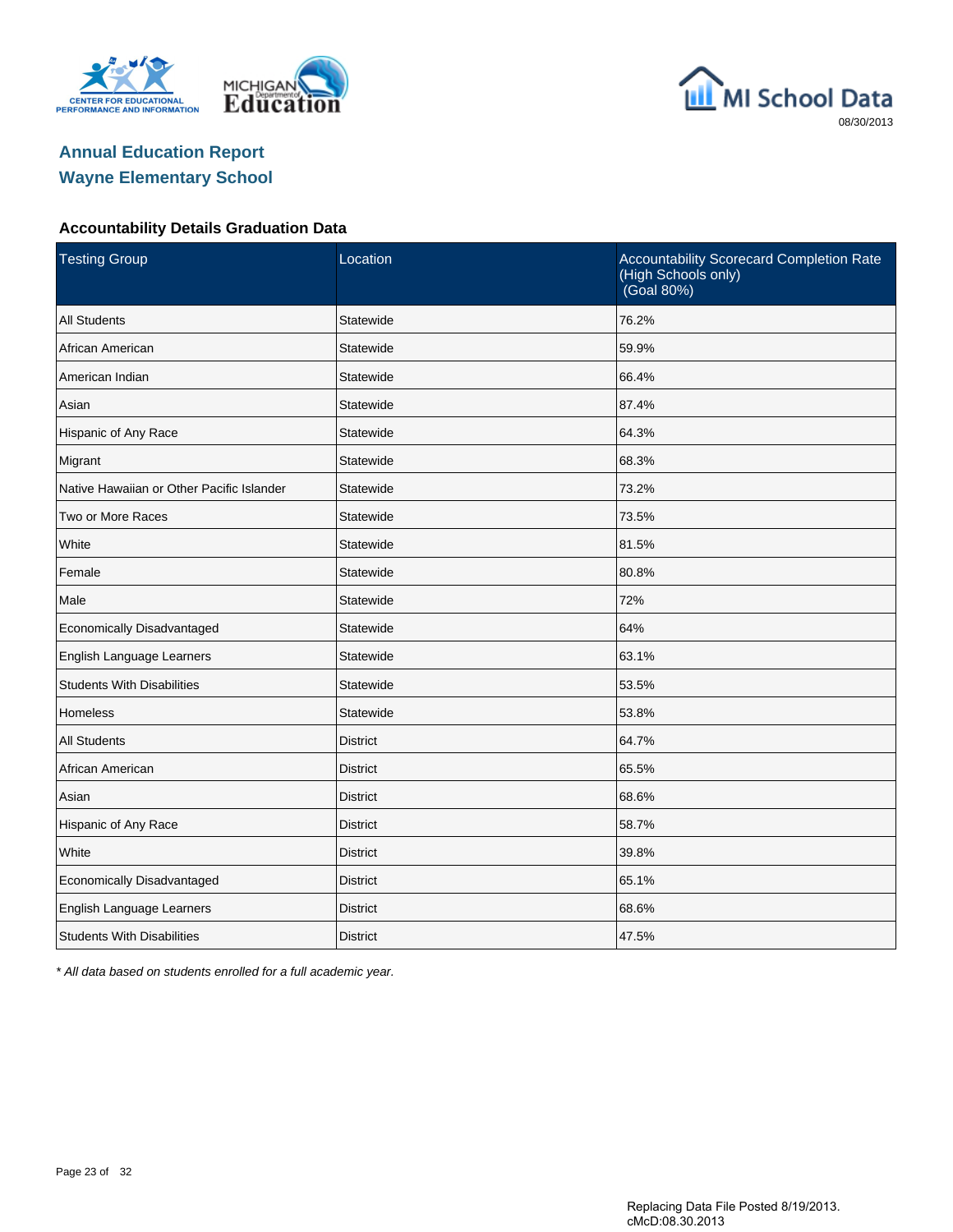# Annual Education Report
## Wayne Elementary School

### Accountability Details Graduation Data

| Testing Group | Location | Accountability Scorecard Completion Rate (High Schools only) (Goal 80%) |
|---|---|---|
| All Students | Statewide | 76.2% |
| African American | Statewide | 59.9% |
| American Indian | Statewide | 66.4% |
| Asian | Statewide | 87.4% |
| Hispanic of Any Race | Statewide | 64.3% |
| Migrant | Statewide | 68.3% |
| Native Hawaiian or Other Pacific Islander | Statewide | 73.2% |
| Two or More Races | Statewide | 73.5% |
| White | Statewide | 81.5% |
| Female | Statewide | 80.8% |
| Male | Statewide | 72% |
| Economically Disadvantaged | Statewide | 64% |
| English Language Learners | Statewide | 63.1% |
| Students With Disabilities | Statewide | 53.5% |
| Homeless | Statewide | 53.8% |
| All Students | District | 64.7% |
| African American | District | 65.5% |
| Asian | District | 68.6% |
| Hispanic of Any Race | District | 58.7% |
| White | District | 39.8% |
| Economically Disadvantaged | District | 65.1% |
| English Language Learners | District | 68.6% |
| Students With Disabilities | District | 47.5% |

*\* All data based on students enrolled for a full academic year.*

Replacing Data File Posted 8/19/2013.
cMcD:08.30.2013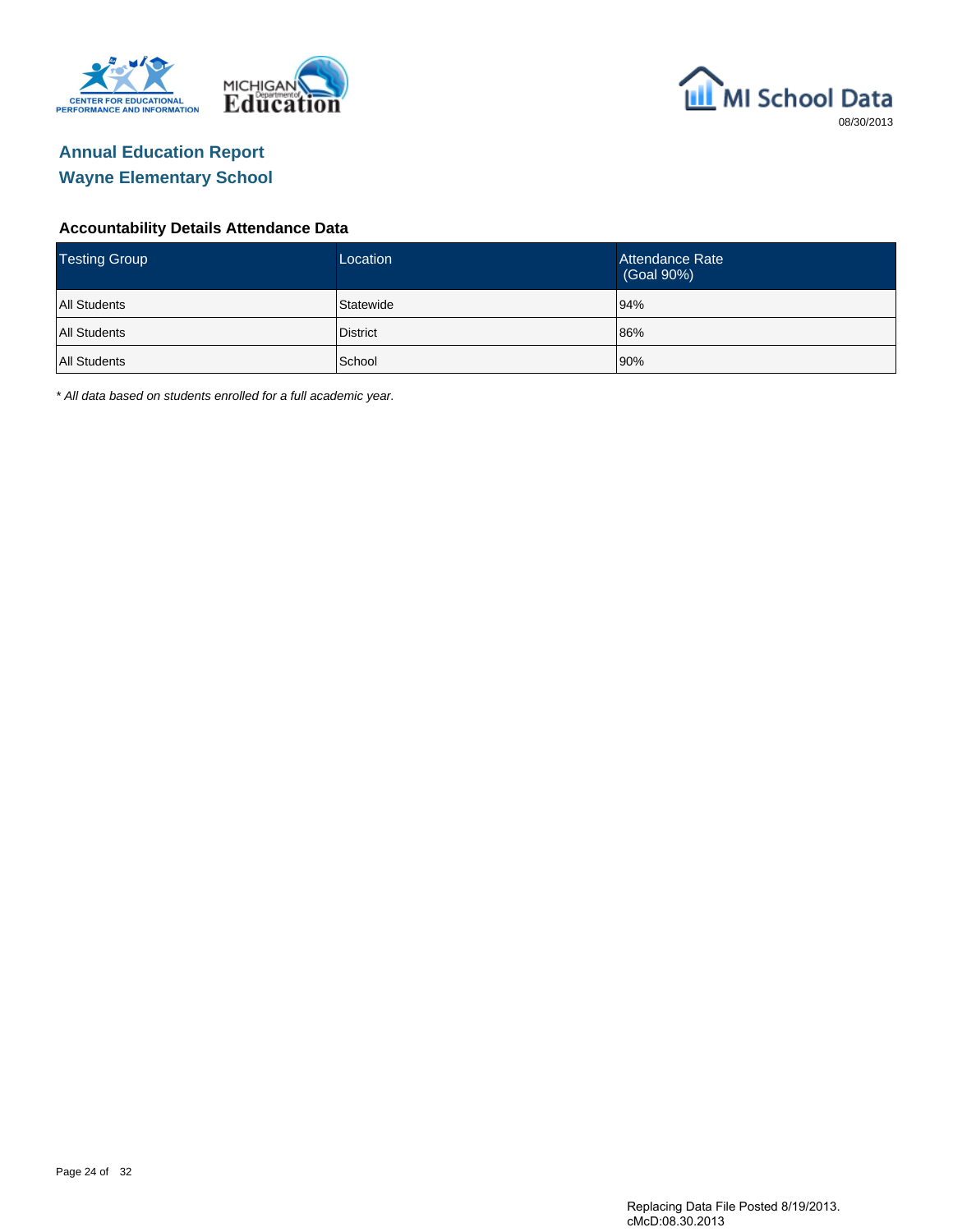# Annual Education Report

## Wayne Elementary School

### Accountability Details Attendance Data

| Testing Group | Location | Attendance Rate (Goal 90%) |
|---|---|---|
| All Students | Statewide | 94% |
| All Students | District | 86% |
| All Students | School | 90% |

* *All data based on students enrolled for a full academic year.*

Replacing Data File Posted 8/19/2013.
cMcD:08.30.2013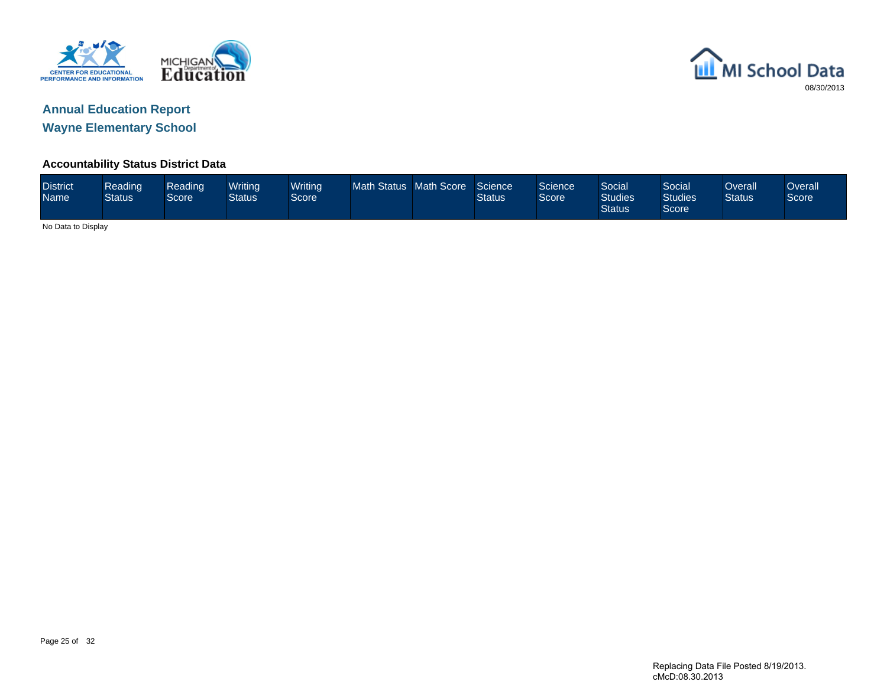# Annual Education Report

## Wayne Elementary School

### Accountability Status District Data

| District Name | Reading Status | Reading Score | Writing Status | Writing Score | Math Status | Math Score | Science Status | Science Score | Social Studies Status | Social Studies Score | Overall Status | Overall Score |
|---|---|---|---|---|---|---|---|---|---|---|---|---|

No Data to Display

Replacing Data File Posted 8/19/2013.
cMcD:08.30.2013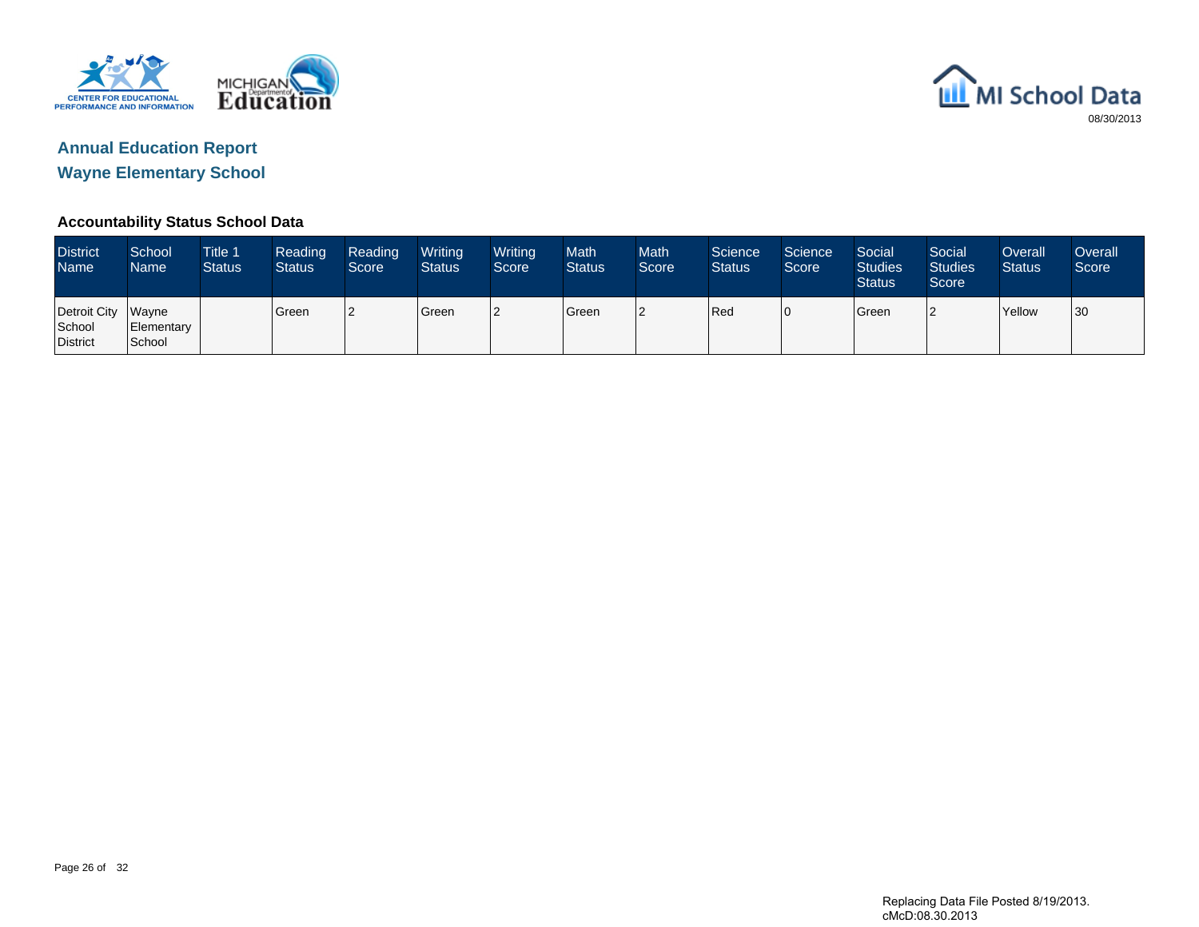## Annual Education Report

## Wayne Elementary School

08/30/2013

### Accountability Status School Data

| District Name | School Name | Title 1 Status | Reading Status | Reading Score | Writing Status | Writing Score | Math Status | Math Score | Science Status | Science Score | Social Studies Status | Social Studies Score | Overall Status | Overall Score |
|---|---|---|---|---|---|---|---|---|---|---|---|---|---|---|
| Detroit City School District | Wayne Elementary School | | Green | 2 | Green | 2 | Green | 2 | Red | 0 | Green | 2 | Yellow | 30 |

Replacing Data File Posted 8/19/2013.
cMcD:08.30.2013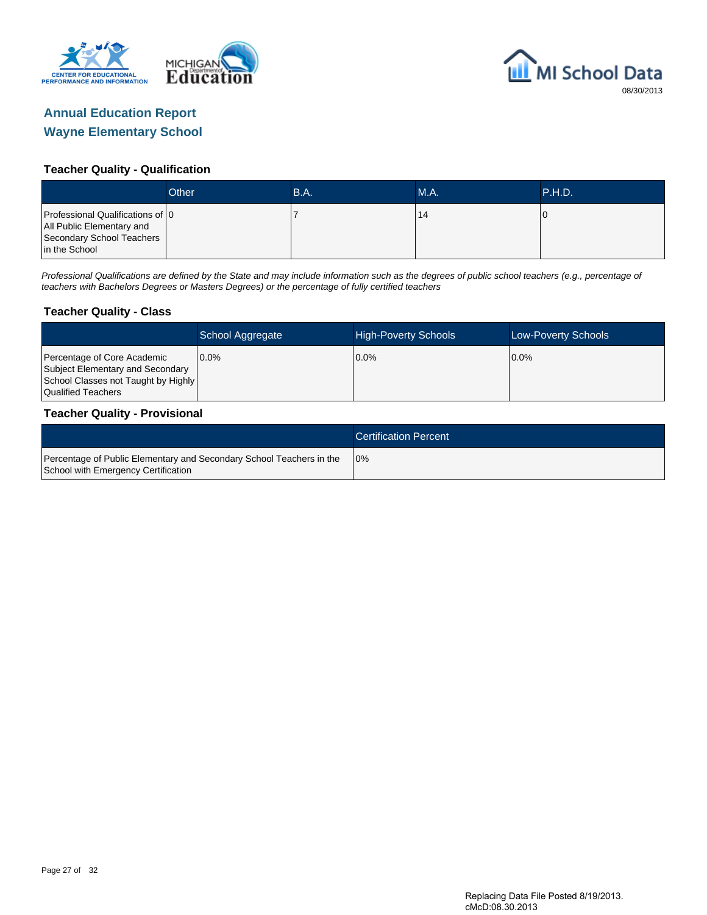# Annual Education Report

## Wayne Elementary School

### Teacher Quality - Qualification

| | Other | B.A. | M.A. | P.H.D. |
|---|---|---|---|---|
| Professional Qualifications of All Public Elementary and Secondary School Teachers in the School | 0 | 7 | 14 | 0 |

*Professional Qualifications are defined by the State and may include information such as the degrees of public school teachers (e.g., percentage of teachers with Bachelors Degrees or Masters Degrees) or the percentage of fully certified teachers*

### Teacher Quality - Class

| | School Aggregate | High-Poverty Schools | Low-Poverty Schools |
|---|---|---|---|
| Percentage of Core Academic Subject Elementary and Secondary School Classes not Taught by Highly Qualified Teachers | 0.0% | 0.0% | 0.0% |

### Teacher Quality - Provisional

| | Certification Percent |
|---|---|
| Percentage of Public Elementary and Secondary School Teachers in the School with Emergency Certification | 0% |

Replacing Data File Posted 8/19/2013.
cMcD:08.30.2013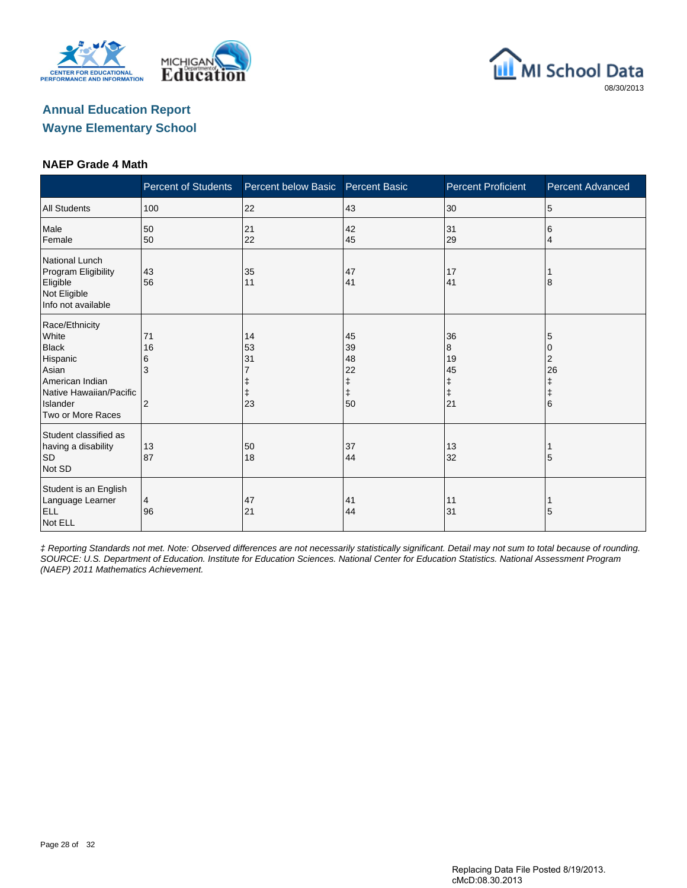## Annual Education Report

## Wayne Elementary School

### NAEP Grade 4 Math

| | Percent of Students | Percent below Basic | Percent Basic | Percent Proficient | Percent Advanced |
|---|---|---|---|---|---|
| All Students | 100 | 22 | 43 | 30 | 5 |
| Male | 50 | 21 | 42 | 31 | 6 |
| Female | 50 | 22 | 45 | 29 | 4 |
| National Lunch Program Eligibility | | | | | |
| Eligible | 43 | 35 | 47 | 17 | 1 |
| Not Eligible | 56 | 11 | 41 | 41 | 8 |
| Info not available | | | | | |
| Race/Ethnicity | | | | | |
| White | 71 | 14 | 45 | 36 | 5 |
| Black | 16 | 53 | 39 | 8 | 0 |
| Hispanic | 6 | 31 | 48 | 19 | 2 |
| Asian | 3 | 7 | 22 | 45 | 26 |
| American Indian | | ‡ | ‡ | ‡ | ‡ |
| Native Hawaiian/Pacific Islander | | ‡ | ‡ | ‡ | ‡ |
| Two or More Races | 2 | 23 | 50 | 21 | 6 |
| Student classified as having a disability | | | | | |
| SD | 13 | 50 | 37 | 13 | 1 |
| Not SD | 87 | 18 | 44 | 32 | 5 |
| Student is an English Language Learner | | | | | |
| ELL | 4 | 47 | 41 | 11 | 1 |
| Not ELL | 96 | 21 | 44 | 31 | 5 |

*‡ Reporting Standards not met. Note: Observed differences are not necessarily statistically significant. Detail may not sum to total because of rounding. SOURCE: U.S. Department of Education. Institute for Education Sciences. National Center for Education Statistics. National Assessment Program (NAEP) 2011 Mathematics Achievement.*

Replacing Data File Posted 8/19/2013.
cMcD:08.30.2013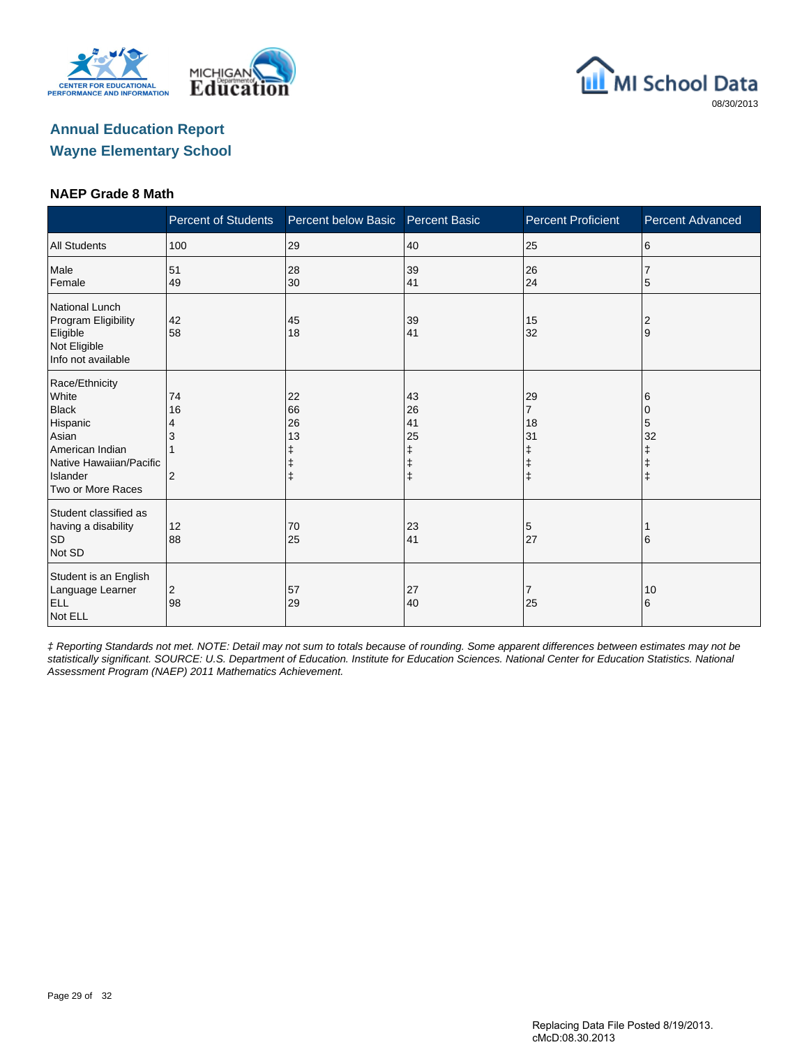# Annual Education Report

## Wayne Elementary School

### NAEP Grade 8 Math

| | Percent of Students | Percent below Basic | Percent Basic | Percent Proficient | Percent Advanced |
|---|---|---|---|---|---|
| All Students | 100 | 29 | 40 | 25 | 6 |
| Male | 51 | 28 | 39 | 26 | 7 |
| Female | 49 | 30 | 41 | 24 | 5 |
| National Lunch Program Eligibility | | | | | |
| Eligible | 42 | 45 | 39 | 15 | 2 |
| Not Eligible | 58 | 18 | 41 | 32 | 9 |
| Info not available | | | | | |
| Race/Ethnicity | | | | | |
| White | 74 | 22 | 43 | 29 | 6 |
| Black | 16 | 66 | 26 | 7 | 0 |
| Hispanic | 4 | 26 | 41 | 18 | 5 |
| Asian | 3 | 13 | 25 | 31 | 32 |
| American Indian | 1 | ‡ | ‡ | ‡ | ‡ |
| Native Hawaiian/Pacific Islander | | ‡ | ‡ | ‡ | ‡ |
| Two or More Races | 2 | ‡ | ‡ | ‡ | ‡ |
| Student classified as having a disability | | | | | |
| SD | 12 | 70 | 23 | 5 | 1 |
| Not SD | 88 | 25 | 41 | 27 | 6 |
| Student is an English Language Learner | | | | | |
| ELL | 2 | 57 | 27 | 7 | 10 |
| Not ELL | 98 | 29 | 40 | 25 | 6 |

*‡ Reporting Standards not met. NOTE: Detail may not sum to totals because of rounding. Some apparent differences between estimates may not be statistically significant. SOURCE: U.S. Department of Education. Institute for Education Sciences. National Center for Education Statistics. National Assessment Program (NAEP) 2011 Mathematics Achievement.*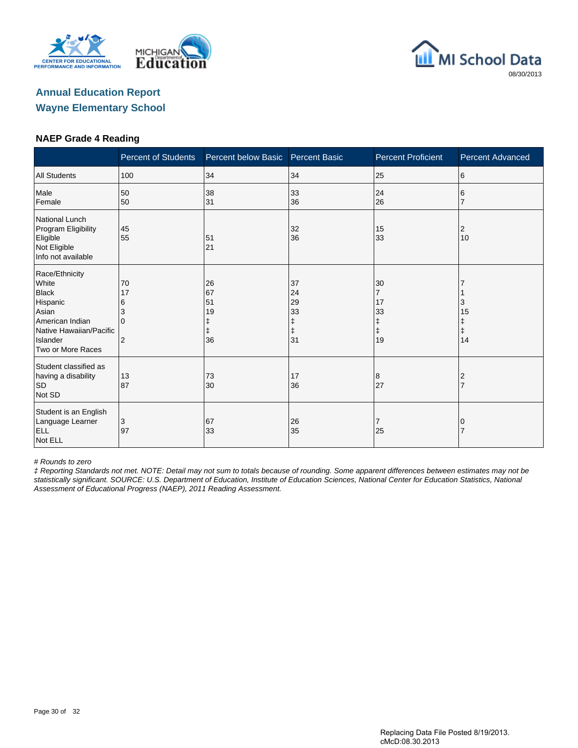Annual Education Report

Wayne Elementary School

## NAEP Grade 4 Reading

| | Percent of Students | Percent below Basic | Percent Basic | Percent Proficient | Percent Advanced |
|---|---|---|---|---|---|
| All Students | 100 | 34 | 34 | 25 | 6 |
| Male | 50 | 38 | 33 | 24 | 6 |
| Female | 50 | 31 | 36 | 26 | 7 |
| National Lunch Program Eligibility | | | | | |
| Eligible | 45 | 51 | 32 | 15 | 2 |
| Not Eligible | 55 | 21 | 36 | 33 | 10 |
| Info not available | | | | | |
| Race/Ethnicity | | | | | |
| White | 70 | 26 | 37 | 30 | 7 |
| Black | 17 | 67 | 24 | 7 | 1 |
| Hispanic | 6 | 51 | 29 | 17 | 3 |
| Asian | 3 | 19 | 33 | 33 | 15 |
| American Indian | 0 | ‡ | ‡ | ‡ | ‡ |
| Native Hawaiian/Pacific Islander | | ‡ | ‡ | ‡ | ‡ |
| Two or More Races | 2 | 36 | 31 | 19 | 14 |
| Student classified as having a disability | | | | | |
| SD | 13 | 73 | 17 | 8 | 2 |
| Not SD | 87 | 30 | 36 | 27 | 7 |
| Student is an English Language Learner | | | | | |
| ELL | 3 | 67 | 26 | 7 | 0 |
| Not ELL | 97 | 33 | 35 | 25 | 7 |

*# Rounds to zero*

*‡ Reporting Standards not met. NOTE: Detail may not sum to totals because of rounding. Some apparent differences between estimates may not be statistically significant. SOURCE: U.S. Department of Education, Institute of Education Sciences, National Center for Education Statistics, National Assessment of Educational Progress (NAEP), 2011 Reading Assessment.*

Replacing Data File Posted 8/19/2013.
cMcD:08.30.2013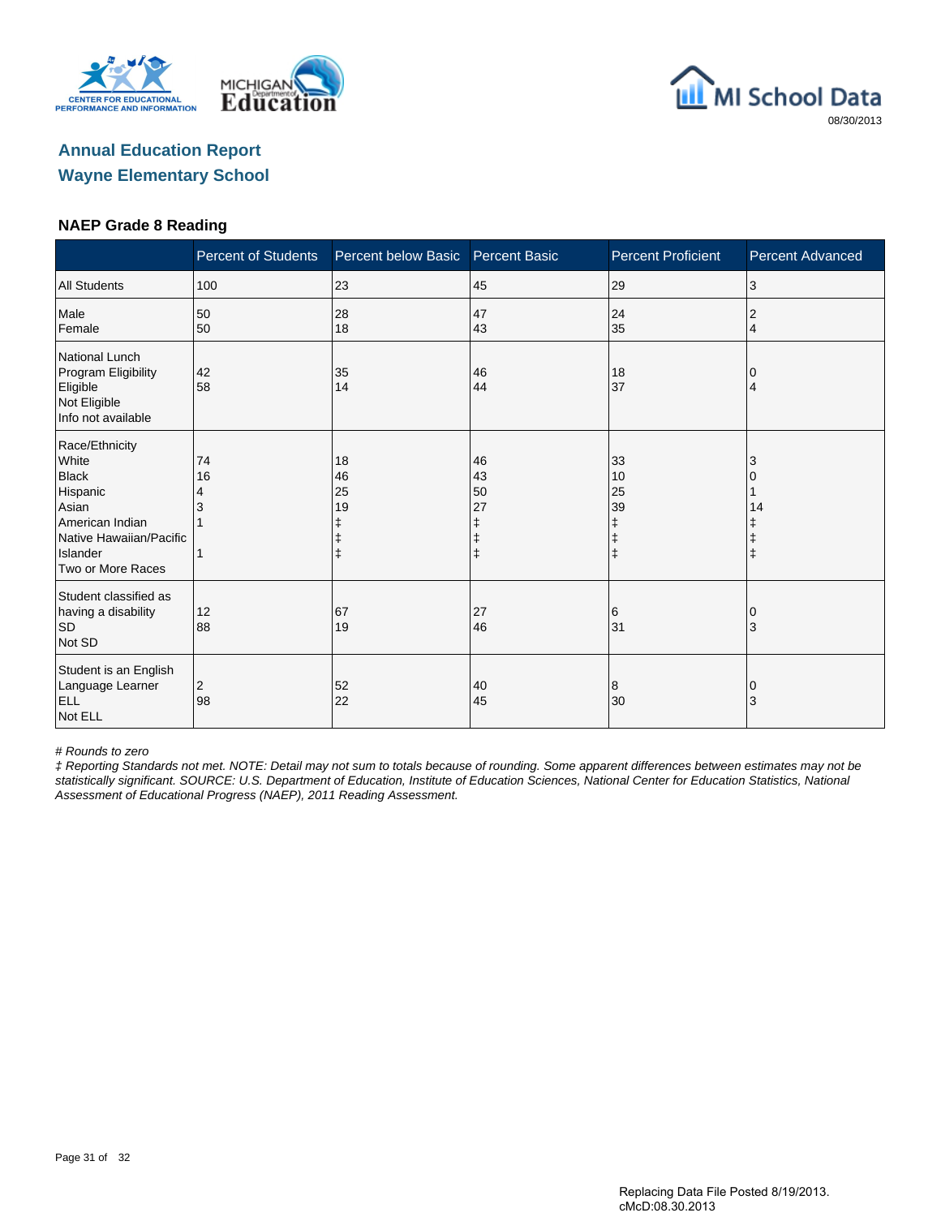MICHIGAN Department of Education

MI School Data

08/30/2013

## Annual Education Report
## Wayne Elementary School

### NAEP Grade 8 Reading

| | Percent of Students | Percent below Basic | Percent Basic | Percent Proficient | Percent Advanced |
|---|---|---|---|---|---|
| All Students | 100 | 23 | 45 | 29 | 3 |
| Male | 50 | 28 | 47 | 24 | 2 |
| Female | 50 | 18 | 43 | 35 | 4 |
| National Lunch Program Eligibility | | | | | |
| Eligible | 42 | 35 | 46 | 18 | 0 |
| Not Eligible | 58 | 14 | 44 | 37 | 4 |
| Info not available | | | | | |
| Race/Ethnicity | | | | | |
| White | 74 | 18 | 46 | 33 | 3 |
| Black | 16 | 46 | 43 | 10 | 0 |
| Hispanic | 4 | 25 | 50 | 25 | 1 |
| Asian | 3 | 19 | 27 | 39 | 14 |
| American Indian | 1 | ‡ | ‡ | ‡ | ‡ |
| Native Hawaiian/Pacific Islander | | ‡ | ‡ | ‡ | ‡ |
| Two or More Races | 1 | ‡ | ‡ | ‡ | ‡ |
| Student classified as having a disability | | | | | |
| SD | 12 | 67 | 27 | 6 | 0 |
| Not SD | 88 | 19 | 46 | 31 | 3 |
| Student is an English Language Learner | | | | | |
| ELL | 2 | 52 | 40 | 8 | 0 |
| Not ELL | 98 | 22 | 45 | 30 | 3 |

*# Rounds to zero*

*‡ Reporting Standards not met. NOTE: Detail may not sum to totals because of rounding. Some apparent differences between estimates may not be statistically significant. SOURCE: U.S. Department of Education, Institute of Education Sciences, National Center for Education Statistics, National Assessment of Educational Progress (NAEP), 2011 Reading Assessment.*

Replacing Data File Posted 8/19/2013.
cMcD:08.30.2013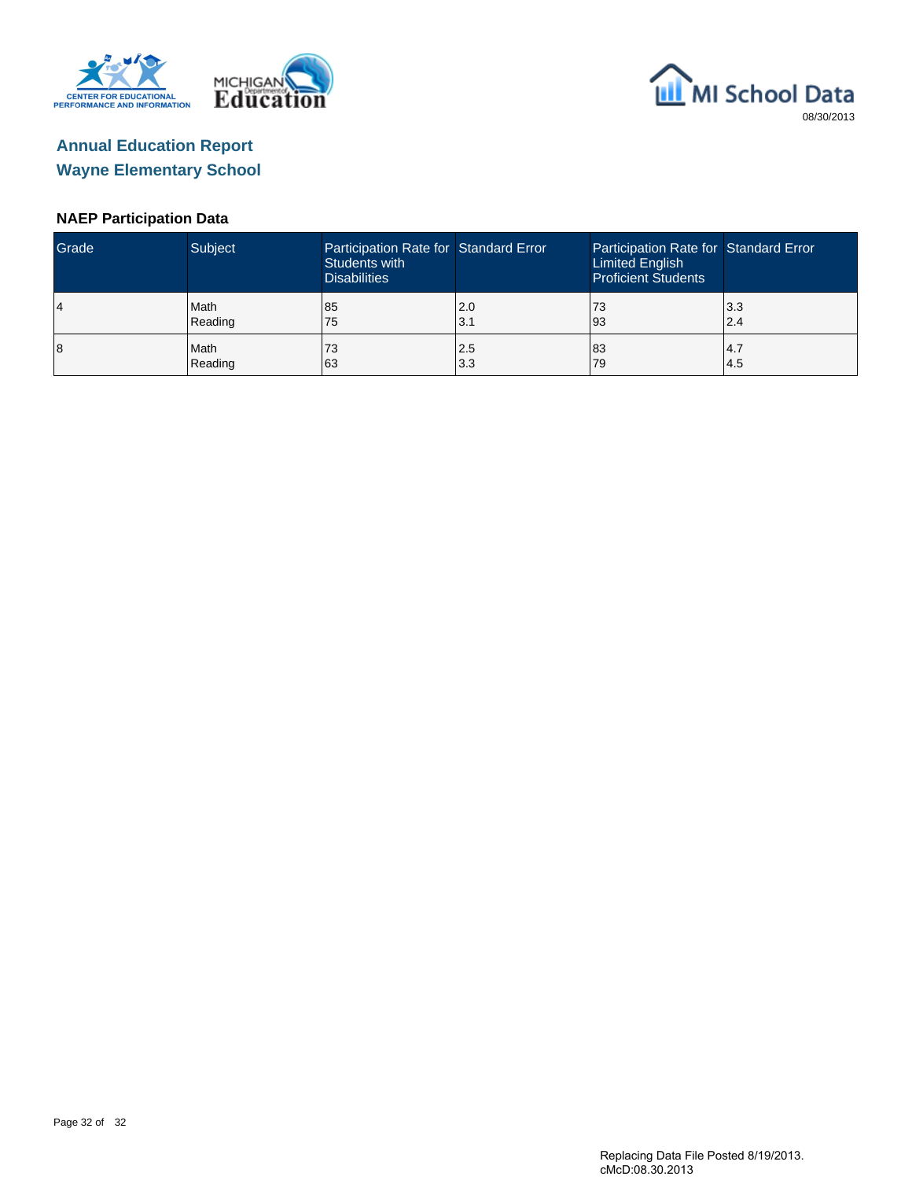MI School Data

08/30/2013

## Annual Education Report
## Wayne Elementary School

### NAEP Participation Data

| Grade | Subject | Participation Rate for Students with Disabilities | Standard Error | Participation Rate for Limited English Proficient Students | Standard Error |
|---|---|---|---|---|---|
| 4 | Math<br>Reading | 85<br>75 | 2.0<br>3.1 | 73<br>93 | 3.3<br>2.4 |
| 8 | Math<br>Reading | 73<br>63 | 2.5<br>3.3 | 83<br>79 | 4.7<br>4.5 |

Replacing Data File Posted 8/19/2013.
cMcD:08.30.2013